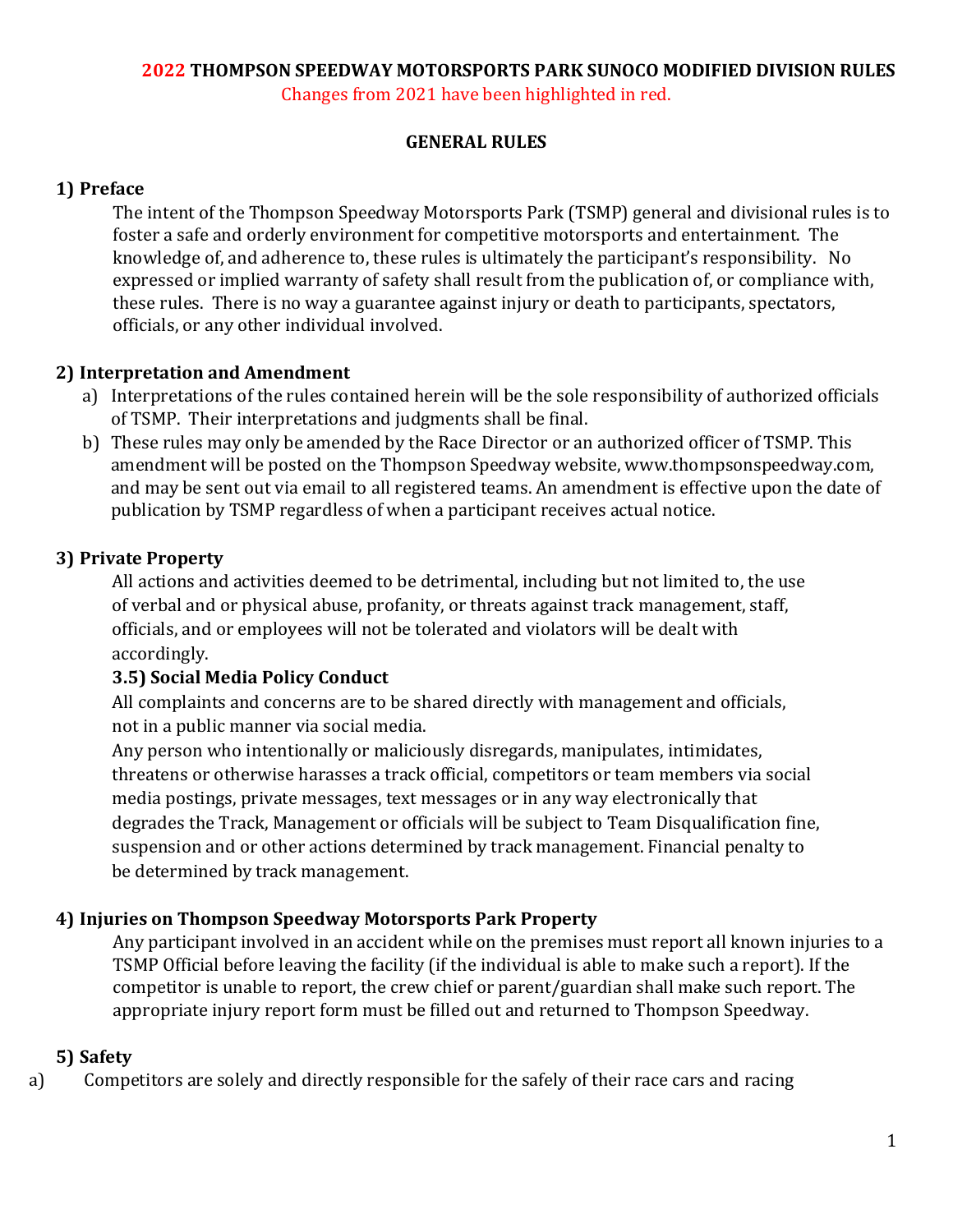# 2022 THOMPSON SPEEDWAY MOTORSPORTS PARK SUNOCO MODIFIED DIVISION RULES

Changes from 2021 have been highlighted in red.

## GENERAL RULES

### 1) Preface

The intent of the Thompson Speedway Motorsports Park (TSMP) general and divisional rules is to foster a safe and orderly environment for competitive motorsports and entertainment. The knowledge of, and adherence to, these rules is ultimately the participant's responsibility. No expressed or implied warranty of safety shall result from the publication of, or compliance with, these rules. There is no way a guarantee against injury or death to participants, spectators, officials, or any other individual involved.

### 2) Interpretation and Amendment

a) Interpretations of the rules contained herein will be the sole responsibility of authorized officials of TSMP. Their interpretations and judgments shall be final.

b) These rules may only be amended by the Race Director or an authorized officer of TSMP. This amendment will be posted on the Thompson Speedway website, www.thompsonspeedway.com, and may be sent out via email to all registered teams. An amendment is effective upon the date of publication by TSMP regardless of when a participant receives actual notice.

### 3) Private Property

All actions and activities deemed to be detrimental, including but not limited to, the use of verbal and or physical abuse, profanity, or threats against track management, staff, officials, and or employees will not be tolerated and violators will be dealt with accordingly.

**3.5) Social Media Policy Conduct**

All complaints and concerns are to be shared directly with management and officials, not in a public manner via social media.

Any person who intentionally or maliciously disregards, manipulates, intimidates, threatens or otherwise harasses a track official, competitors or team members via social media postings, private messages, text messages or in any way electronically that degrades the Track, Management or officials will be subject to Team Disqualification fine, suspension and or other actions determined by track management. Financial penalty to be determined by track management.

### 4) Injuries on Thompson Speedway Motorsports Park Property

Any participant involved in an accident while on the premises must report all known injuries to a TSMP Official before leaving the facility (if the individual is able to make such a report). If the competitor is unable to report, the crew chief or parent/guardian shall make such report. The appropriate injury report form must be filled out and returned to Thompson Speedway.

### 5) Safety

a) Competitors are solely and directly responsible for the safely of their race cars and racing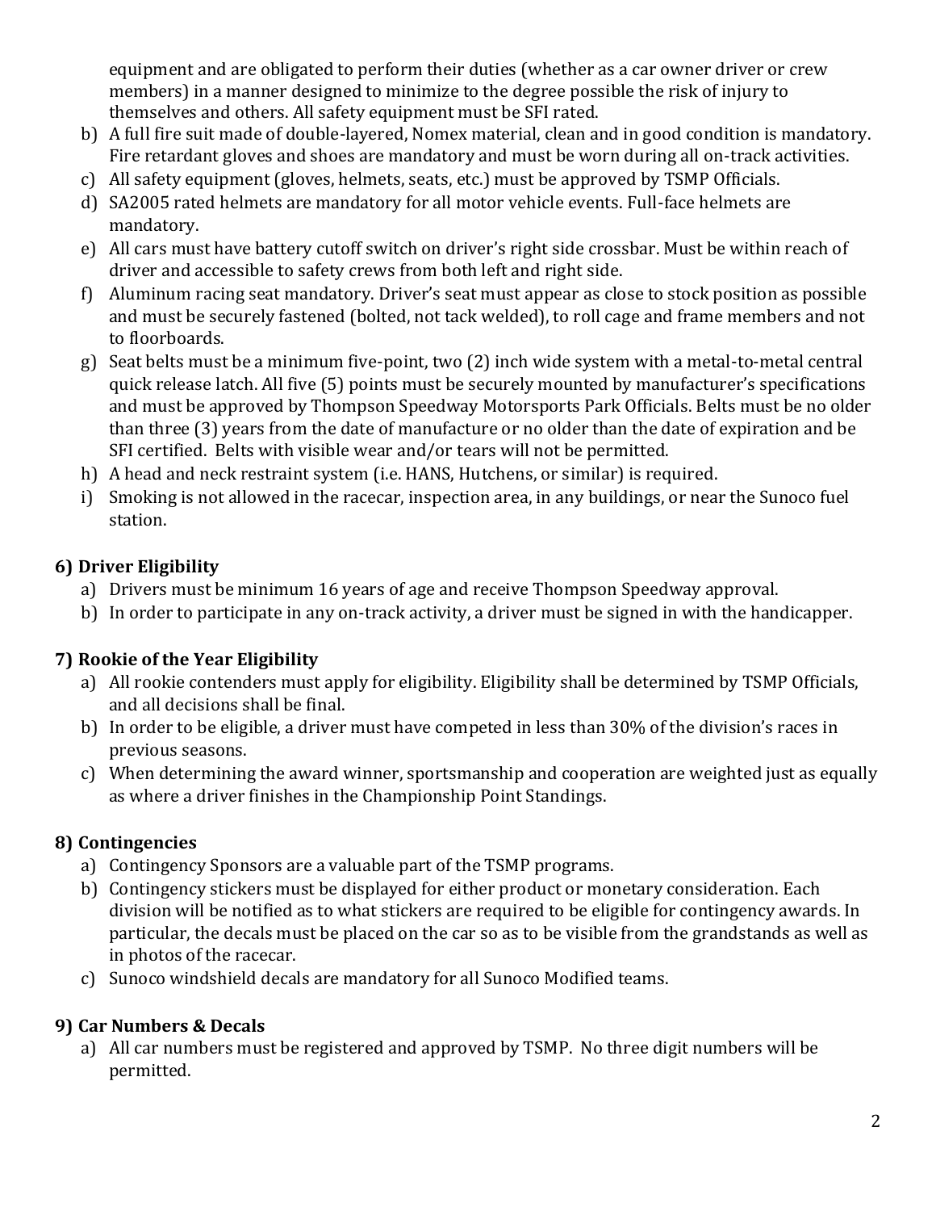equipment and are obligated to perform their duties (whether as a car owner driver or crew members) in a manner designed to minimize to the degree possible the risk of injury to themselves and others. All safety equipment must be SFI rated.

b) A full fire suit made of double-layered, Nomex material, clean and in good condition is mandatory. Fire retardant gloves and shoes are mandatory and must be worn during all on-track activities.
c) All safety equipment (gloves, helmets, seats, etc.) must be approved by TSMP Officials.
d) SA2005 rated helmets are mandatory for all motor vehicle events. Full-face helmets are mandatory.
e) All cars must have battery cutoff switch on driver's right side crossbar. Must be within reach of driver and accessible to safety crews from both left and right side.
f) Aluminum racing seat mandatory. Driver's seat must appear as close to stock position as possible and must be securely fastened (bolted, not tack welded), to roll cage and frame members and not to floorboards.
g) Seat belts must be a minimum five-point, two (2) inch wide system with a metal-to-metal central quick release latch. All five (5) points must be securely mounted by manufacturer's specifications and must be approved by Thompson Speedway Motorsports Park Officials. Belts must be no older than three (3) years from the date of manufacture or no older than the date of expiration and be SFI certified. Belts with visible wear and/or tears will not be permitted.
h) A head and neck restraint system (i.e. HANS, Hutchens, or similar) is required.
i) Smoking is not allowed in the racecar, inspection area, in any buildings, or near the Sunoco fuel station.

## 6) Driver Eligibility

a) Drivers must be minimum 16 years of age and receive Thompson Speedway approval.
b) In order to participate in any on-track activity, a driver must be signed in with the handicapper.

## 7) Rookie of the Year Eligibility

a) All rookie contenders must apply for eligibility. Eligibility shall be determined by TSMP Officials, and all decisions shall be final.
b) In order to be eligible, a driver must have competed in less than 30% of the division's races in previous seasons.
c) When determining the award winner, sportsmanship and cooperation are weighted just as equally as where a driver finishes in the Championship Point Standings.

## 8) Contingencies

a) Contingency Sponsors are a valuable part of the TSMP programs.
b) Contingency stickers must be displayed for either product or monetary consideration. Each division will be notified as to what stickers are required to be eligible for contingency awards. In particular, the decals must be placed on the car so as to be visible from the grandstands as well as in photos of the racecar.
c) Sunoco windshield decals are mandatory for all Sunoco Modified teams.

## 9) Car Numbers & Decals

a) All car numbers must be registered and approved by TSMP. No three digit numbers will be permitted.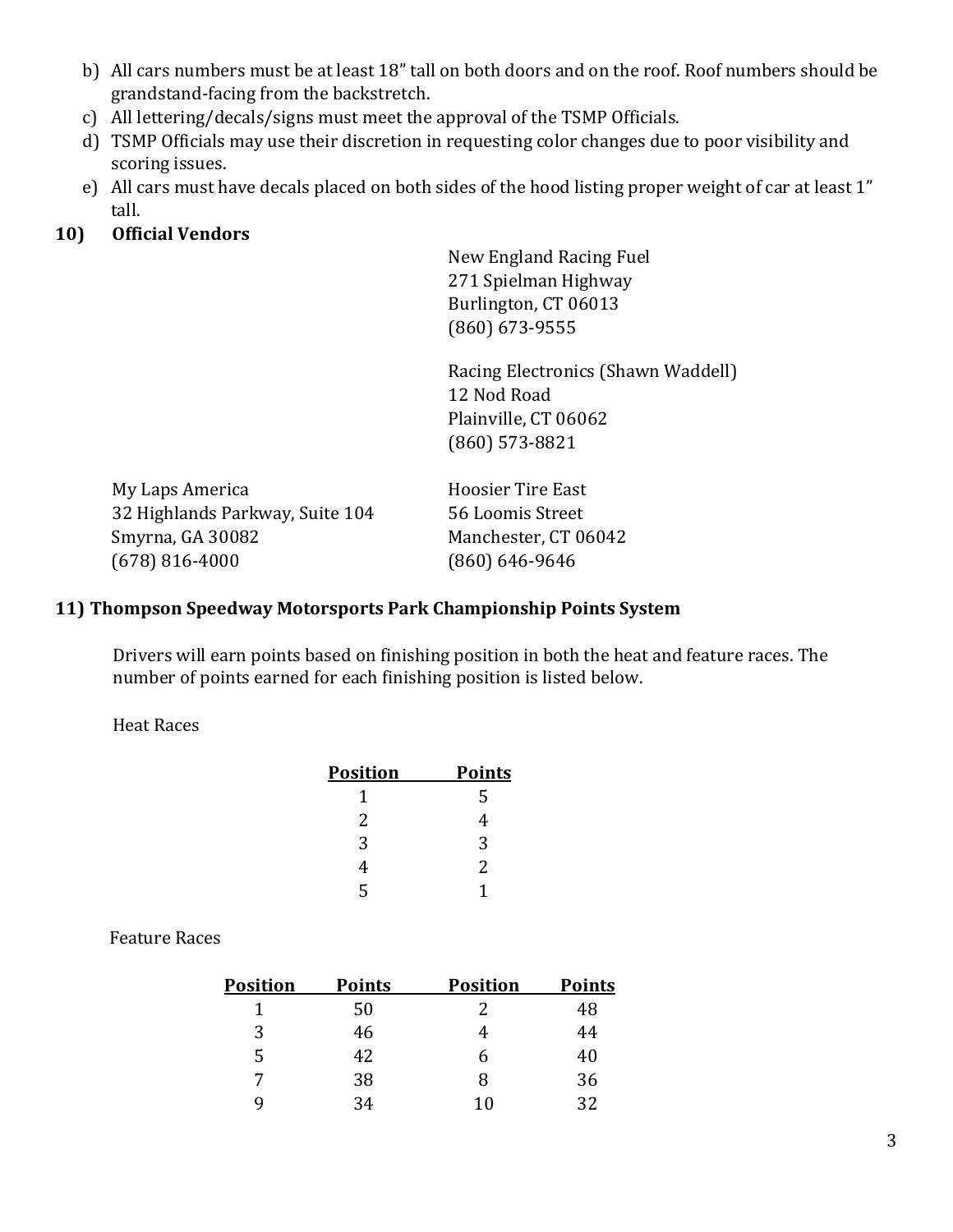b) All cars numbers must be at least 18" tall on both doors and on the roof. Roof numbers should be grandstand-facing from the backstretch.

c) All lettering/decals/signs must meet the approval of the TSMP Officials.

d) TSMP Officials may use their discretion in requesting color changes due to poor visibility and scoring issues.

e) All cars must have decals placed on both sides of the hood listing proper weight of car at least 1" tall.

**10) Official Vendors**

New England Racing Fuel
271 Spielman Highway
Burlington, CT 06013
(860) 673-9555

Racing Electronics (Shawn Waddell)
12 Nod Road
Plainville, CT 06062
(860) 573-8821

My Laps America
32 Highlands Parkway, Suite 104
Smyrna, GA 30082
(678) 816-4000

Hoosier Tire East
56 Loomis Street
Manchester, CT 06042
(860) 646-9646

**11) Thompson Speedway Motorsports Park Championship Points System**

Drivers will earn points based on finishing position in both the heat and feature races. The number of points earned for each finishing position is listed below.

Heat Races

| Position | Points |
|---|---|
| 1 | 5 |
| 2 | 4 |
| 3 | 3 |
| 4 | 2 |
| 5 | 1 |

Feature Races

| Position | Points | Position | Points |
|---|---|---|---|
| 1 | 50 | 2 | 48 |
| 3 | 46 | 4 | 44 |
| 5 | 42 | 6 | 40 |
| 7 | 38 | 8 | 36 |
| 9 | 34 | 10 | 32 |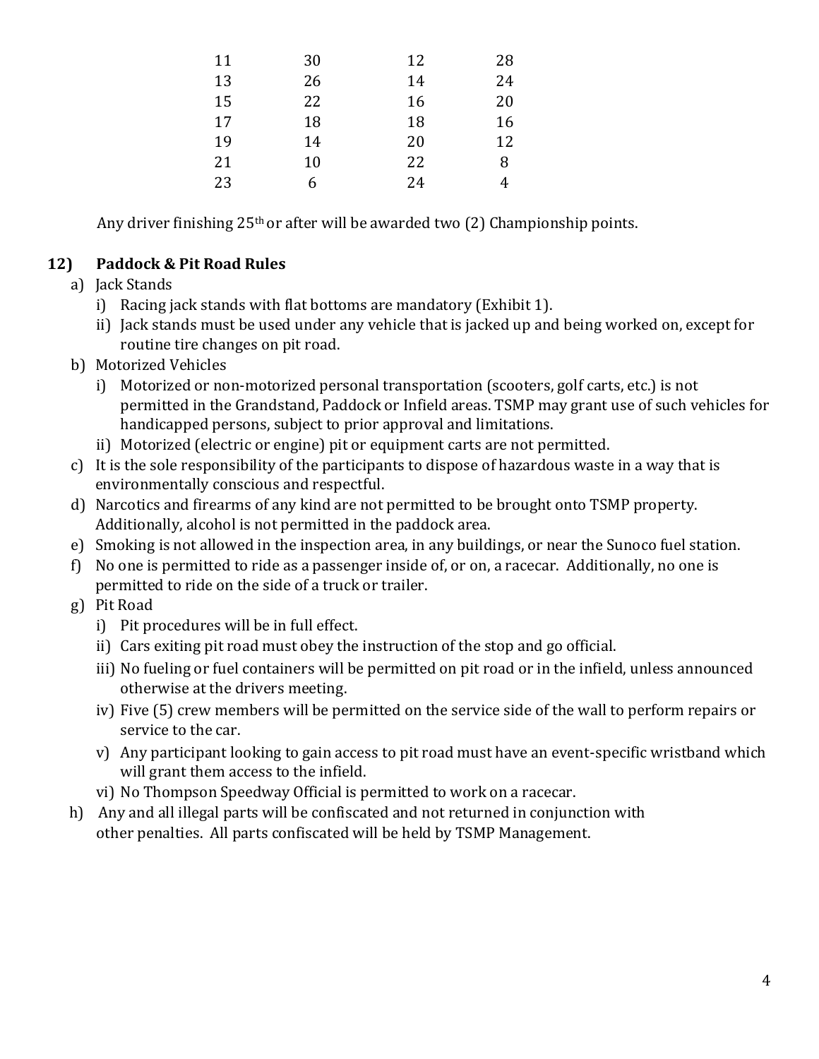| | | | |
|---|---|---|---|
| 11 | 30 | 12 | 28 |
| 13 | 26 | 14 | 24 |
| 15 | 22 | 16 | 20 |
| 17 | 18 | 18 | 16 |
| 19 | 14 | 20 | 12 |
| 21 | 10 | 22 | 8 |
| 23 | 6 | 24 | 4 |

Any driver finishing 25th or after will be awarded two (2) Championship points.

## 12) Paddock & Pit Road Rules

a) Jack Stands
   i) Racing jack stands with flat bottoms are mandatory (Exhibit 1).
   ii) Jack stands must be used under any vehicle that is jacked up and being worked on, except for routine tire changes on pit road.

b) Motorized Vehicles
   i) Motorized or non-motorized personal transportation (scooters, golf carts, etc.) is not permitted in the Grandstand, Paddock or Infield areas. TSMP may grant use of such vehicles for handicapped persons, subject to prior approval and limitations.
   ii) Motorized (electric or engine) pit or equipment carts are not permitted.

c) It is the sole responsibility of the participants to dispose of hazardous waste in a way that is environmentally conscious and respectful.

d) Narcotics and firearms of any kind are not permitted to be brought onto TSMP property. Additionally, alcohol is not permitted in the paddock area.

e) Smoking is not allowed in the inspection area, in any buildings, or near the Sunoco fuel station.

f) No one is permitted to ride as a passenger inside of, or on, a racecar. Additionally, no one is permitted to ride on the side of a truck or trailer.

g) Pit Road
   i) Pit procedures will be in full effect.
   ii) Cars exiting pit road must obey the instruction of the stop and go official.
   iii) No fueling or fuel containers will be permitted on pit road or in the infield, unless announced otherwise at the drivers meeting.
   iv) Five (5) crew members will be permitted on the service side of the wall to perform repairs or service to the car.
   v) Any participant looking to gain access to pit road must have an event-specific wristband which will grant them access to the infield.
   vi) No Thompson Speedway Official is permitted to work on a racecar.

h) Any and all illegal parts will be confiscated and not returned in conjunction with other penalties. All parts confiscated will be held by TSMP Management.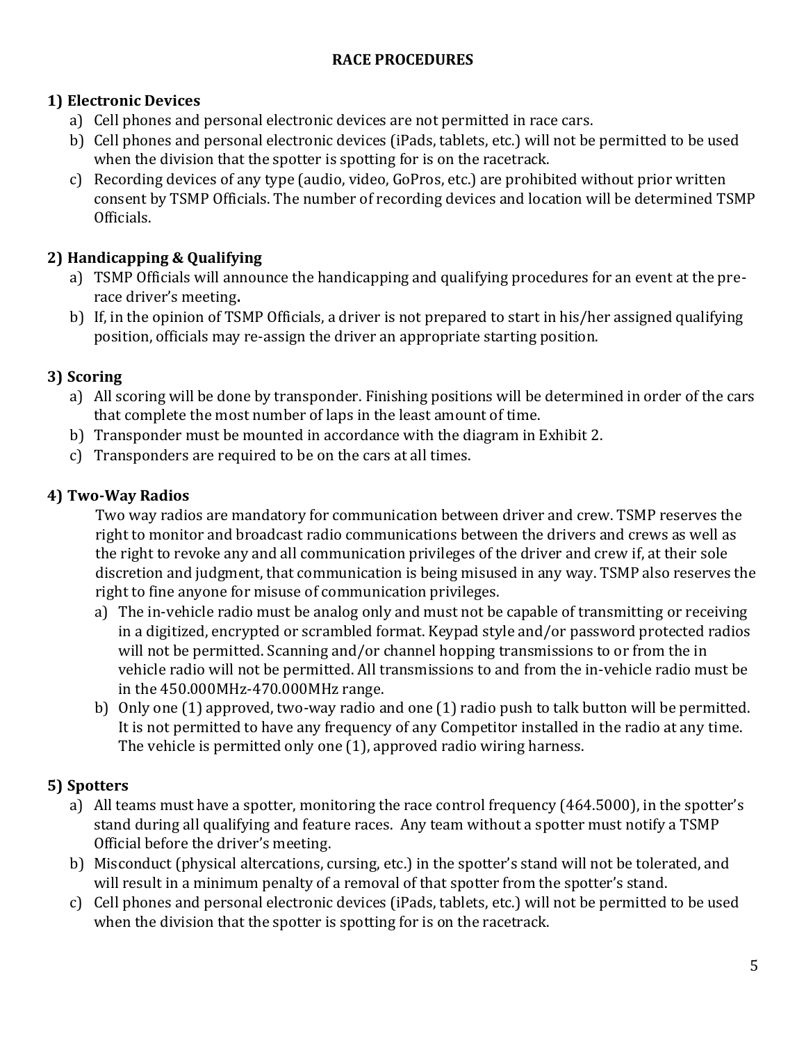# RACE PROCEDURES

## 1) Electronic Devices

a) Cell phones and personal electronic devices are not permitted in race cars.
b) Cell phones and personal electronic devices (iPads, tablets, etc.) will not be permitted to be used when the division that the spotter is spotting for is on the racetrack.
c) Recording devices of any type (audio, video, GoPros, etc.) are prohibited without prior written consent by TSMP Officials. The number of recording devices and location will be determined TSMP Officials.

## 2) Handicapping & Qualifying

a) TSMP Officials will announce the handicapping and qualifying procedures for an event at the pre-race driver's meeting**.**
b) If, in the opinion of TSMP Officials, a driver is not prepared to start in his/her assigned qualifying position, officials may re-assign the driver an appropriate starting position.

## 3) Scoring

a) All scoring will be done by transponder. Finishing positions will be determined in order of the cars that complete the most number of laps in the least amount of time.
b) Transponder must be mounted in accordance with the diagram in Exhibit 2.
c) Transponders are required to be on the cars at all times.

## 4) Two-Way Radios

Two way radios are mandatory for communication between driver and crew. TSMP reserves the right to monitor and broadcast radio communications between the drivers and crews as well as the right to revoke any and all communication privileges of the driver and crew if, at their sole discretion and judgment, that communication is being misused in any way. TSMP also reserves the right to fine anyone for misuse of communication privileges.

a) The in-vehicle radio must be analog only and must not be capable of transmitting or receiving in a digitized, encrypted or scrambled format. Keypad style and/or password protected radios will not be permitted. Scanning and/or channel hopping transmissions to or from the in vehicle radio will not be permitted. All transmissions to and from the in-vehicle radio must be in the 450.000MHz-470.000MHz range.
b) Only one (1) approved, two-way radio and one (1) radio push to talk button will be permitted. It is not permitted to have any frequency of any Competitor installed in the radio at any time. The vehicle is permitted only one (1), approved radio wiring harness.

## 5) Spotters

a) All teams must have a spotter, monitoring the race control frequency (464.5000), in the spotter's stand during all qualifying and feature races. Any team without a spotter must notify a TSMP Official before the driver's meeting.
b) Misconduct (physical altercations, cursing, etc.) in the spotter's stand will not be tolerated, and will result in a minimum penalty of a removal of that spotter from the spotter's stand.
c) Cell phones and personal electronic devices (iPads, tablets, etc.) will not be permitted to be used when the division that the spotter is spotting for is on the racetrack.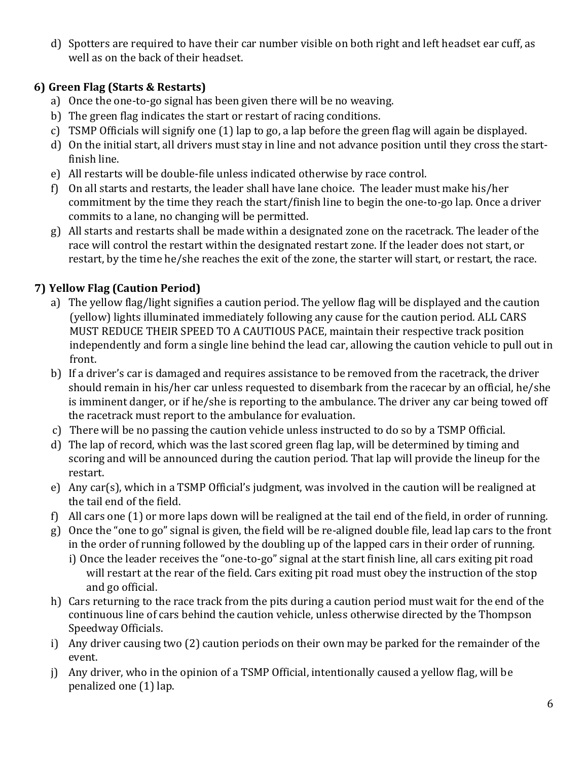d) Spotters are required to have their car number visible on both right and left headset ear cuff, as well as on the back of their headset.

### 6) Green Flag (Starts & Restarts)

a) Once the one-to-go signal has been given there will be no weaving.
b) The green flag indicates the start or restart of racing conditions.
c) TSMP Officials will signify one (1) lap to go, a lap before the green flag will again be displayed.
d) On the initial start, all drivers must stay in line and not advance position until they cross the start-finish line.
e) All restarts will be double-file unless indicated otherwise by race control.
f) On all starts and restarts, the leader shall have lane choice. The leader must make his/her commitment by the time they reach the start/finish line to begin the one-to-go lap. Once a driver commits to a lane, no changing will be permitted.
g) All starts and restarts shall be made within a designated zone on the racetrack. The leader of the race will control the restart within the designated restart zone. If the leader does not start, or restart, by the time he/she reaches the exit of the zone, the starter will start, or restart, the race.

### 7) Yellow Flag (Caution Period)

a) The yellow flag/light signifies a caution period. The yellow flag will be displayed and the caution (yellow) lights illuminated immediately following any cause for the caution period. ALL CARS MUST REDUCE THEIR SPEED TO A CAUTIOUS PACE, maintain their respective track position independently and form a single line behind the lead car, allowing the caution vehicle to pull out in front.
b) If a driver's car is damaged and requires assistance to be removed from the racetrack, the driver should remain in his/her car unless requested to disembark from the racecar by an official, he/she is imminent danger, or if he/she is reporting to the ambulance. The driver any car being towed off the racetrack must report to the ambulance for evaluation.
c) There will be no passing the caution vehicle unless instructed to do so by a TSMP Official.
d) The lap of record, which was the last scored green flag lap, will be determined by timing and scoring and will be announced during the caution period. That lap will provide the lineup for the restart.
e) Any car(s), which in a TSMP Official's judgment, was involved in the caution will be realigned at the tail end of the field.
f) All cars one (1) or more laps down will be realigned at the tail end of the field, in order of running.
g) Once the "one to go" signal is given, the field will be re-aligned double file, lead lap cars to the front in the order of running followed by the doubling up of the lapped cars in their order of running.
   i) Once the leader receives the "one-to-go" signal at the start finish line, all cars exiting pit road will restart at the rear of the field. Cars exiting pit road must obey the instruction of the stop and go official.
h) Cars returning to the race track from the pits during a caution period must wait for the end of the continuous line of cars behind the caution vehicle, unless otherwise directed by the Thompson Speedway Officials.
i) Any driver causing two (2) caution periods on their own may be parked for the remainder of the event.
j) Any driver, who in the opinion of a TSMP Official, intentionally caused a yellow flag, will be penalized one (1) lap.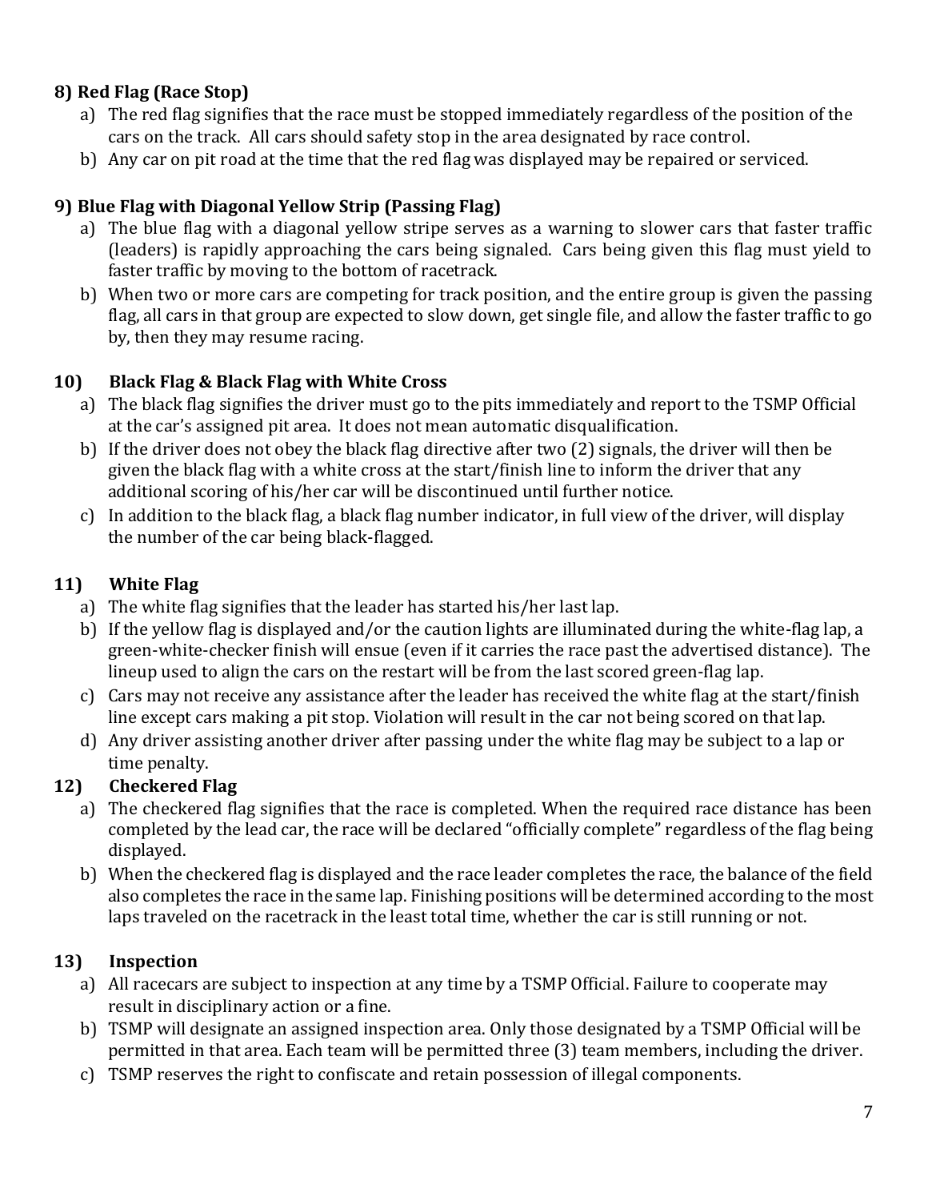### 8) Red Flag (Race Stop)

a) The red flag signifies that the race must be stopped immediately regardless of the position of the cars on the track. All cars should safety stop in the area designated by race control.

b) Any car on pit road at the time that the red flag was displayed may be repaired or serviced.

### 9) Blue Flag with Diagonal Yellow Strip (Passing Flag)

a) The blue flag with a diagonal yellow stripe serves as a warning to slower cars that faster traffic (leaders) is rapidly approaching the cars being signaled. Cars being given this flag must yield to faster traffic by moving to the bottom of racetrack.

b) When two or more cars are competing for track position, and the entire group is given the passing flag, all cars in that group are expected to slow down, get single file, and allow the faster traffic to go by, then they may resume racing.

### 10) Black Flag & Black Flag with White Cross

a) The black flag signifies the driver must go to the pits immediately and report to the TSMP Official at the car's assigned pit area. It does not mean automatic disqualification.

b) If the driver does not obey the black flag directive after two (2) signals, the driver will then be given the black flag with a white cross at the start/finish line to inform the driver that any additional scoring of his/her car will be discontinued until further notice.

c) In addition to the black flag, a black flag number indicator, in full view of the driver, will display the number of the car being black-flagged.

### 11) White Flag

a) The white flag signifies that the leader has started his/her last lap.

b) If the yellow flag is displayed and/or the caution lights are illuminated during the white-flag lap, a green-white-checker finish will ensue (even if it carries the race past the advertised distance). The lineup used to align the cars on the restart will be from the last scored green-flag lap.

c) Cars may not receive any assistance after the leader has received the white flag at the start/finish line except cars making a pit stop. Violation will result in the car not being scored on that lap.

d) Any driver assisting another driver after passing under the white flag may be subject to a lap or time penalty.

### 12) Checkered Flag

a) The checkered flag signifies that the race is completed. When the required race distance has been completed by the lead car, the race will be declared "officially complete" regardless of the flag being displayed.

b) When the checkered flag is displayed and the race leader completes the race, the balance of the field also completes the race in the same lap. Finishing positions will be determined according to the most laps traveled on the racetrack in the least total time, whether the car is still running or not.

### 13) Inspection

a) All racecars are subject to inspection at any time by a TSMP Official. Failure to cooperate may result in disciplinary action or a fine.

b) TSMP will designate an assigned inspection area. Only those designated by a TSMP Official will be permitted in that area. Each team will be permitted three (3) team members, including the driver.

c) TSMP reserves the right to confiscate and retain possession of illegal components.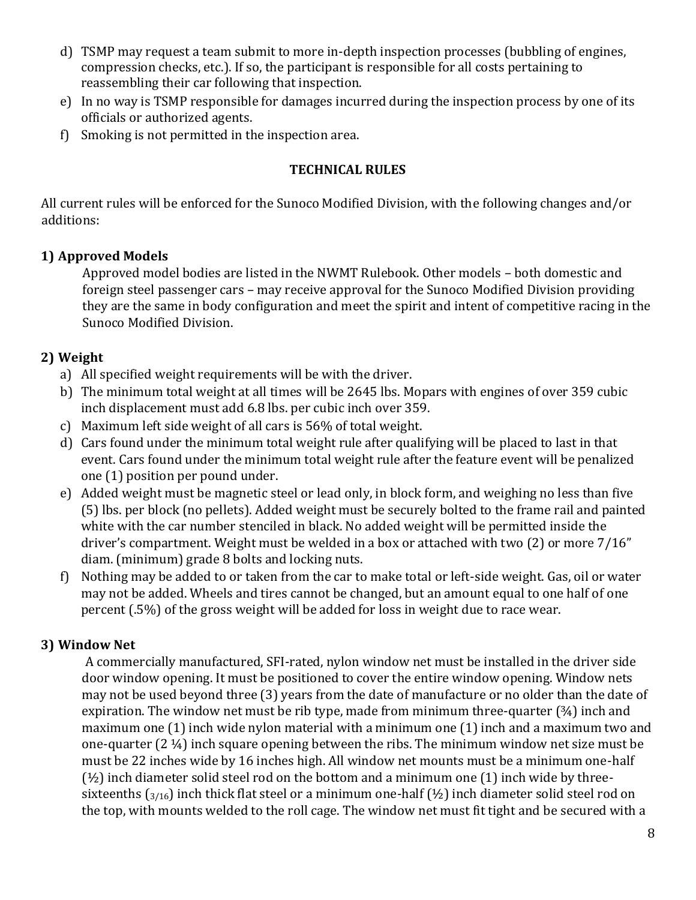d) TSMP may request a team submit to more in-depth inspection processes (bubbling of engines, compression checks, etc.). If so, the participant is responsible for all costs pertaining to reassembling their car following that inspection.

e) In no way is TSMP responsible for damages incurred during the inspection process by one of its officials or authorized agents.

f) Smoking is not permitted in the inspection area.

## TECHNICAL RULES

All current rules will be enforced for the Sunoco Modified Division, with the following changes and/or additions:

### 1) Approved Models

Approved model bodies are listed in the NWMT Rulebook. Other models – both domestic and foreign steel passenger cars – may receive approval for the Sunoco Modified Division providing they are the same in body configuration and meet the spirit and intent of competitive racing in the Sunoco Modified Division.

### 2) Weight

a) All specified weight requirements will be with the driver.

b) The minimum total weight at all times will be 2645 lbs. Mopars with engines of over 359 cubic inch displacement must add 6.8 lbs. per cubic inch over 359.

c) Maximum left side weight of all cars is 56% of total weight.

d) Cars found under the minimum total weight rule after qualifying will be placed to last in that event. Cars found under the minimum total weight rule after the feature event will be penalized one (1) position per pound under.

e) Added weight must be magnetic steel or lead only, in block form, and weighing no less than five (5) lbs. per block (no pellets). Added weight must be securely bolted to the frame rail and painted white with the car number stenciled in black. No added weight will be permitted inside the driver's compartment. Weight must be welded in a box or attached with two (2) or more 7/16" diam. (minimum) grade 8 bolts and locking nuts.

f) Nothing may be added to or taken from the car to make total or left-side weight. Gas, oil or water may not be added. Wheels and tires cannot be changed, but an amount equal to one half of one percent (.5%) of the gross weight will be added for loss in weight due to race wear.

### 3) Window Net

A commercially manufactured, SFI-rated, nylon window net must be installed in the driver side door window opening. It must be positioned to cover the entire window opening. Window nets may not be used beyond three (3) years from the date of manufacture or no older than the date of expiration. The window net must be rib type, made from minimum three-quarter (¾) inch and maximum one (1) inch wide nylon material with a minimum one (1) inch and a maximum two and one-quarter (2 ¼) inch square opening between the ribs. The minimum window net size must be must be 22 inches wide by 16 inches high. All window net mounts must be a minimum one-half (½) inch diameter solid steel rod on the bottom and a minimum one (1) inch wide by three-sixteenths (3/16) inch thick flat steel or a minimum one-half (½) inch diameter solid steel rod on the top, with mounts welded to the roll cage. The window net must fit tight and be secured with a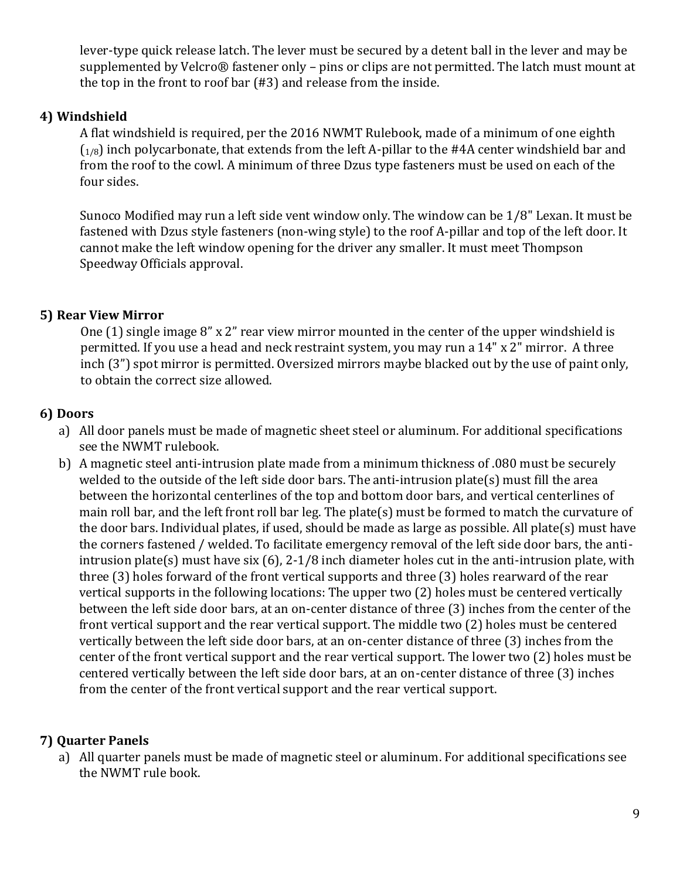lever-type quick release latch. The lever must be secured by a detent ball in the lever and may be supplemented by Velcro® fastener only – pins or clips are not permitted. The latch must mount at the top in the front to roof bar (#3) and release from the inside.

### 4) Windshield

A flat windshield is required, per the 2016 NWMT Rulebook, made of a minimum of one eighth ($_{1/8}$) inch polycarbonate, that extends from the left A-pillar to the #4A center windshield bar and from the roof to the cowl. A minimum of three Dzus type fasteners must be used on each of the four sides.

Sunoco Modified may run a left side vent window only. The window can be 1/8" Lexan. It must be fastened with Dzus style fasteners (non-wing style) to the roof A-pillar and top of the left door. It cannot make the left window opening for the driver any smaller. It must meet Thompson Speedway Officials approval.

### 5) Rear View Mirror

One (1) single image 8" x 2" rear view mirror mounted in the center of the upper windshield is permitted. If you use a head and neck restraint system, you may run a 14" x 2" mirror. A three inch (3") spot mirror is permitted. Oversized mirrors maybe blacked out by the use of paint only, to obtain the correct size allowed.

### 6) Doors

a) All door panels must be made of magnetic sheet steel or aluminum. For additional specifications see the NWMT rulebook.

b) A magnetic steel anti-intrusion plate made from a minimum thickness of .080 must be securely welded to the outside of the left side door bars. The anti-intrusion plate(s) must fill the area between the horizontal centerlines of the top and bottom door bars, and vertical centerlines of main roll bar, and the left front roll bar leg. The plate(s) must be formed to match the curvature of the door bars. Individual plates, if used, should be made as large as possible. All plate(s) must have the corners fastened / welded. To facilitate emergency removal of the left side door bars, the anti-intrusion plate(s) must have six (6), 2-1/8 inch diameter holes cut in the anti-intrusion plate, with three (3) holes forward of the front vertical supports and three (3) holes rearward of the rear vertical supports in the following locations: The upper two (2) holes must be centered vertically between the left side door bars, at an on-center distance of three (3) inches from the center of the front vertical support and the rear vertical support. The middle two (2) holes must be centered vertically between the left side door bars, at an on-center distance of three (3) inches from the center of the front vertical support and the rear vertical support. The lower two (2) holes must be centered vertically between the left side door bars, at an on-center distance of three (3) inches from the center of the front vertical support and the rear vertical support.

### 7) Quarter Panels

a) All quarter panels must be made of magnetic steel or aluminum. For additional specifications see the NWMT rule book.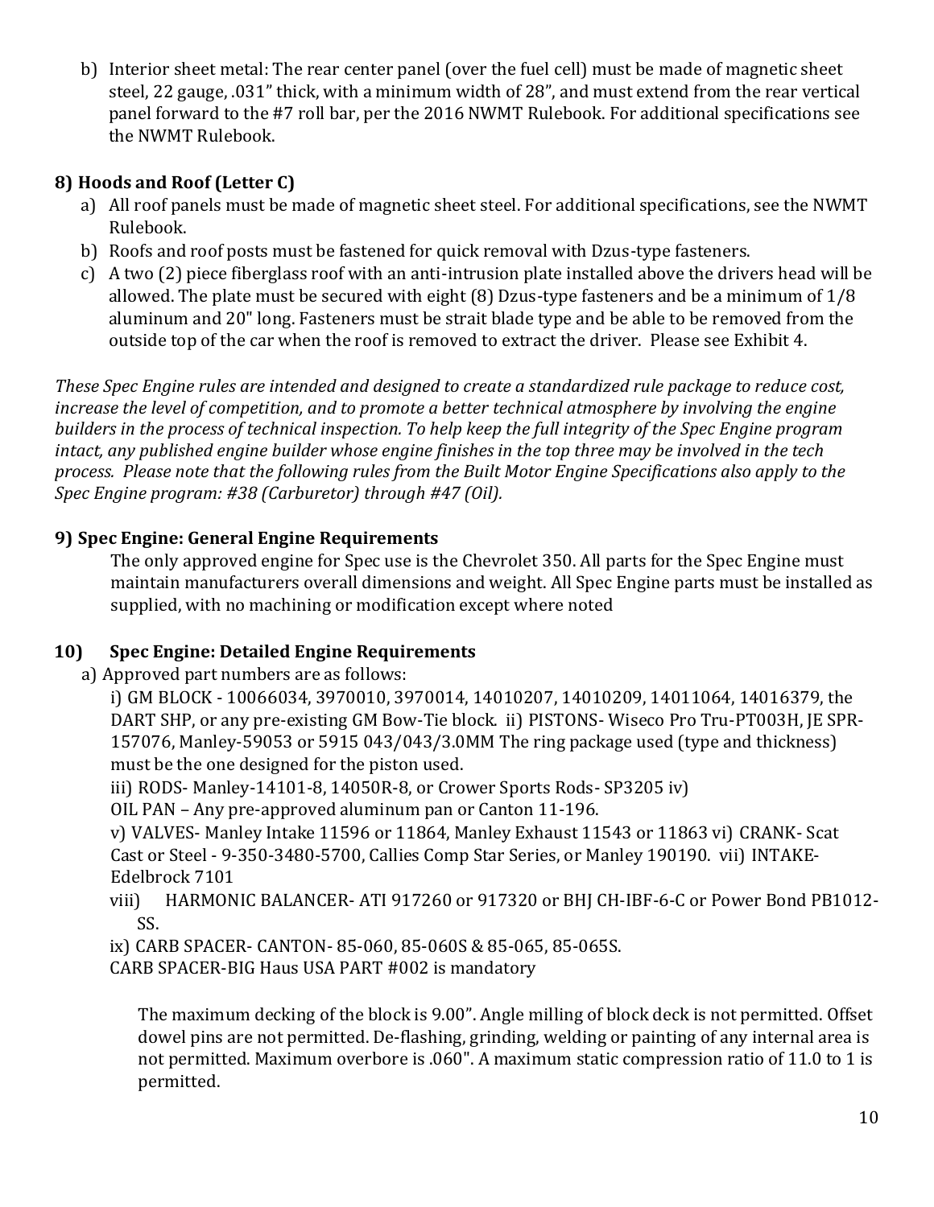b) Interior sheet metal: The rear center panel (over the fuel cell) must be made of magnetic sheet steel, 22 gauge, .031" thick, with a minimum width of 28", and must extend from the rear vertical panel forward to the #7 roll bar, per the 2016 NWMT Rulebook. For additional specifications see the NWMT Rulebook.

### 8) Hoods and Roof (Letter C)

a) All roof panels must be made of magnetic sheet steel. For additional specifications, see the NWMT Rulebook.
b) Roofs and roof posts must be fastened for quick removal with Dzus-type fasteners.
c) A two (2) piece fiberglass roof with an anti-intrusion plate installed above the drivers head will be allowed. The plate must be secured with eight (8) Dzus-type fasteners and be a minimum of 1/8 aluminum and 20" long. Fasteners must be strait blade type and be able to be removed from the outside top of the car when the roof is removed to extract the driver. Please see Exhibit 4.

*These Spec Engine rules are intended and designed to create a standardized rule package to reduce cost, increase the level of competition, and to promote a better technical atmosphere by involving the engine builders in the process of technical inspection. To help keep the full integrity of the Spec Engine program intact, any published engine builder whose engine finishes in the top three may be involved in the tech process. Please note that the following rules from the Built Motor Engine Specifications also apply to the Spec Engine program: #38 (Carburetor) through #47 (Oil).*

### 9) Spec Engine: General Engine Requirements

The only approved engine for Spec use is the Chevrolet 350. All parts for the Spec Engine must maintain manufacturers overall dimensions and weight. All Spec Engine parts must be installed as supplied, with no machining or modification except where noted

### 10) Spec Engine: Detailed Engine Requirements

a) Approved part numbers are as follows:

i) GM BLOCK - 10066034, 3970010, 3970014, 14010207, 14010209, 14011064, 14016379, the DART SHP, or any pre-existing GM Bow-Tie block. ii) PISTONS- Wiseco Pro Tru-PT003H, JE SPR-157076, Manley-59053 or 5915 043/043/3.0MM The ring package used (type and thickness) must be the one designed for the piston used.
iii) RODS- Manley-14101-8, 14050R-8, or Crower Sports Rods- SP3205 iv) OIL PAN – Any pre-approved aluminum pan or Canton 11-196.
v) VALVES- Manley Intake 11596 or 11864, Manley Exhaust 11543 or 11863 vi) CRANK- Scat Cast or Steel - 9-350-3480-5700, Callies Comp Star Series, or Manley 190190. vii) INTAKE- Edelbrock 7101
viii) HARMONIC BALANCER- ATI 917260 or 917320 or BHJ CH-IBF-6-C or Power Bond PB1012-SS.
ix) CARB SPACER- CANTON- 85-060, 85-060S & 85-065, 85-065S.
CARB SPACER-BIG Haus USA PART #002 is mandatory

The maximum decking of the block is 9.00". Angle milling of block deck is not permitted. Offset dowel pins are not permitted. De-flashing, grinding, welding or painting of any internal area is not permitted. Maximum overbore is .060". A maximum static compression ratio of 11.0 to 1 is permitted.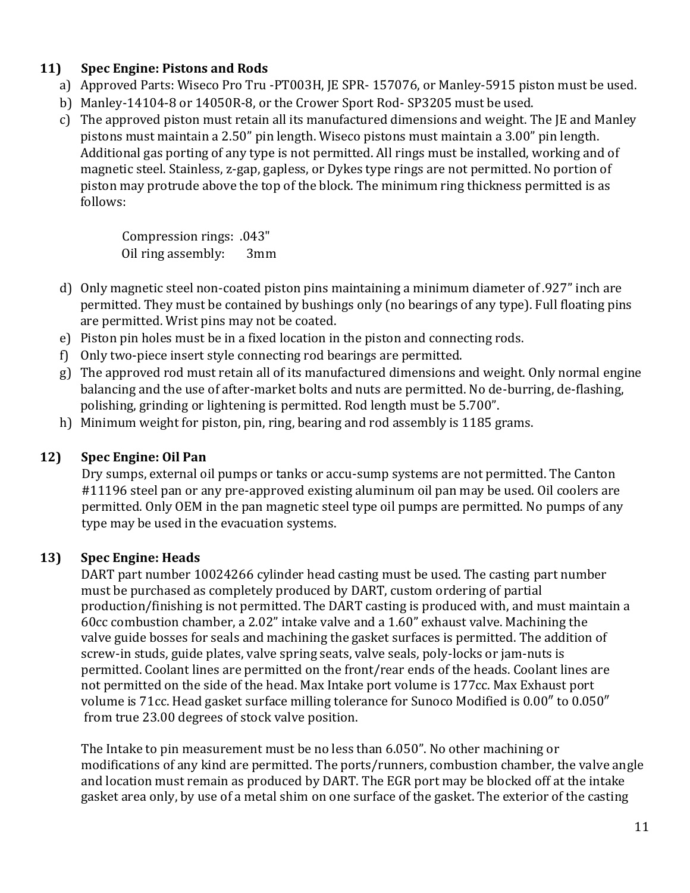**11) Spec Engine: Pistons and Rods**

a) Approved Parts: Wiseco Pro Tru -PT003H, JE SPR- 157076, or Manley-5915 piston must be used.
b) Manley-14104-8 or 14050R-8, or the Crower Sport Rod- SP3205 must be used.
c) The approved piston must retain all its manufactured dimensions and weight. The JE and Manley pistons must maintain a 2.50" pin length. Wiseco pistons must maintain a 3.00" pin length. Additional gas porting of any type is not permitted. All rings must be installed, working and of magnetic steel. Stainless, z-gap, gapless, or Dykes type rings are not permitted. No portion of piston may protrude above the top of the block. The minimum ring thickness permitted is as follows:

   Compression rings: .043"
   Oil ring assembly: 3mm

d) Only magnetic steel non-coated piston pins maintaining a minimum diameter of .927" inch are permitted. They must be contained by bushings only (no bearings of any type). Full floating pins are permitted. Wrist pins may not be coated.
e) Piston pin holes must be in a fixed location in the piston and connecting rods.
f) Only two-piece insert style connecting rod bearings are permitted.
g) The approved rod must retain all of its manufactured dimensions and weight. Only normal engine balancing and the use of after-market bolts and nuts are permitted. No de-burring, de-flashing, polishing, grinding or lightening is permitted. Rod length must be 5.700".
h) Minimum weight for piston, pin, ring, bearing and rod assembly is 1185 grams.

**12) Spec Engine: Oil Pan**

Dry sumps, external oil pumps or tanks or accu-sump systems are not permitted. The Canton #11196 steel pan or any pre-approved existing aluminum oil pan may be used. Oil coolers are permitted. Only OEM in the pan magnetic steel type oil pumps are permitted. No pumps of any type may be used in the evacuation systems.

**13) Spec Engine: Heads**

DART part number 10024266 cylinder head casting must be used. The casting part number must be purchased as completely produced by DART, custom ordering of partial production/finishing is not permitted. The DART casting is produced with, and must maintain a 60cc combustion chamber, a 2.02" intake valve and a 1.60" exhaust valve. Machining the valve guide bosses for seals and machining the gasket surfaces is permitted. The addition of screw-in studs, guide plates, valve spring seats, valve seals, poly-locks or jam-nuts is permitted. Coolant lines are permitted on the front/rear ends of the heads. Coolant lines are not permitted on the side of the head. Max Intake port volume is 177cc. Max Exhaust port volume is 71cc. Head gasket surface milling tolerance for Sunoco Modified is 0.00" to 0.050" from true 23.00 degrees of stock valve position.

The Intake to pin measurement must be no less than 6.050". No other machining or modifications of any kind are permitted. The ports/runners, combustion chamber, the valve angle and location must remain as produced by DART. The EGR port may be blocked off at the intake gasket area only, by use of a metal shim on one surface of the gasket. The exterior of the casting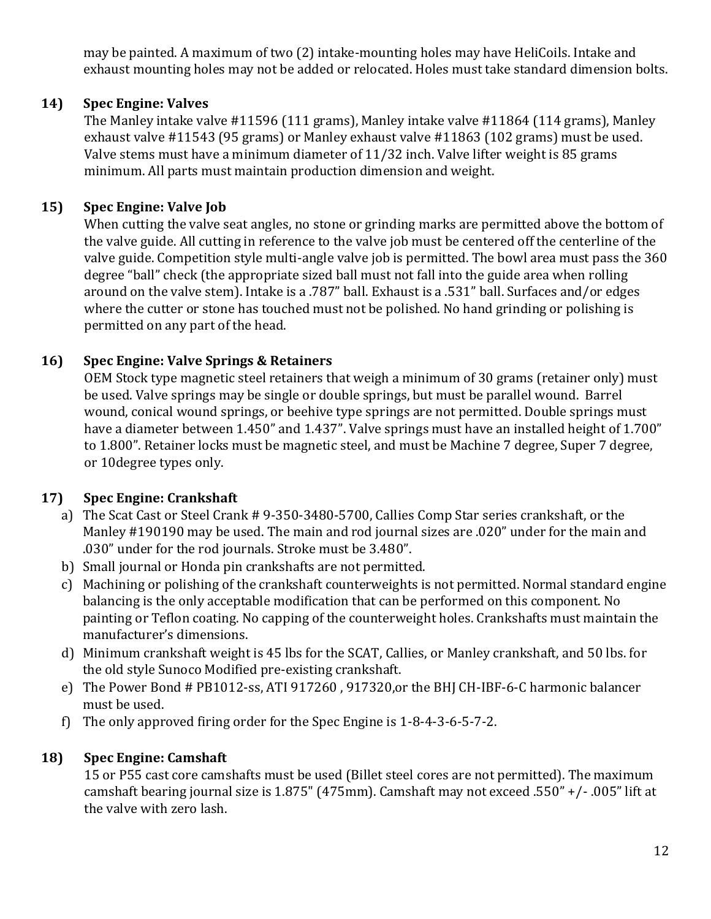may be painted. A maximum of two (2) intake-mounting holes may have HeliCoils. Intake and exhaust mounting holes may not be added or relocated. Holes must take standard dimension bolts.

**14) Spec Engine: Valves**

The Manley intake valve #11596 (111 grams), Manley intake valve #11864 (114 grams), Manley exhaust valve #11543 (95 grams) or Manley exhaust valve #11863 (102 grams) must be used. Valve stems must have a minimum diameter of 11/32 inch. Valve lifter weight is 85 grams minimum. All parts must maintain production dimension and weight.

**15) Spec Engine: Valve Job**

When cutting the valve seat angles, no stone or grinding marks are permitted above the bottom of the valve guide. All cutting in reference to the valve job must be centered off the centerline of the valve guide. Competition style multi-angle valve job is permitted. The bowl area must pass the 360 degree "ball" check (the appropriate sized ball must not fall into the guide area when rolling around on the valve stem). Intake is a .787" ball. Exhaust is a .531" ball. Surfaces and/or edges where the cutter or stone has touched must not be polished. No hand grinding or polishing is permitted on any part of the head.

**16) Spec Engine: Valve Springs & Retainers**

OEM Stock type magnetic steel retainers that weigh a minimum of 30 grams (retainer only) must be used. Valve springs may be single or double springs, but must be parallel wound. Barrel wound, conical wound springs, or beehive type springs are not permitted. Double springs must have a diameter between 1.450" and 1.437". Valve springs must have an installed height of 1.700" to 1.800". Retainer locks must be magnetic steel, and must be Machine 7 degree, Super 7 degree, or 10degree types only.

**17) Spec Engine: Crankshaft**

a) The Scat Cast or Steel Crank # 9-350-3480-5700, Callies Comp Star series crankshaft, or the Manley #190190 may be used. The main and rod journal sizes are .020" under for the main and .030" under for the rod journals. Stroke must be 3.480".
b) Small journal or Honda pin crankshafts are not permitted.
c) Machining or polishing of the crankshaft counterweights is not permitted. Normal standard engine balancing is the only acceptable modification that can be performed on this component. No painting or Teflon coating. No capping of the counterweight holes. Crankshafts must maintain the manufacturer's dimensions.
d) Minimum crankshaft weight is 45 lbs for the SCAT, Callies, or Manley crankshaft, and 50 lbs. for the old style Sunoco Modified pre-existing crankshaft.
e) The Power Bond # PB1012-ss, ATI 917260 , 917320,or the BHJ CH-IBF-6-C harmonic balancer must be used.
f) The only approved firing order for the Spec Engine is 1-8-4-3-6-5-7-2.

**18) Spec Engine: Camshaft**

15 or P55 cast core camshafts must be used (Billet steel cores are not permitted). The maximum camshaft bearing journal size is 1.875" (475mm). Camshaft may not exceed .550" +/- .005" lift at the valve with zero lash.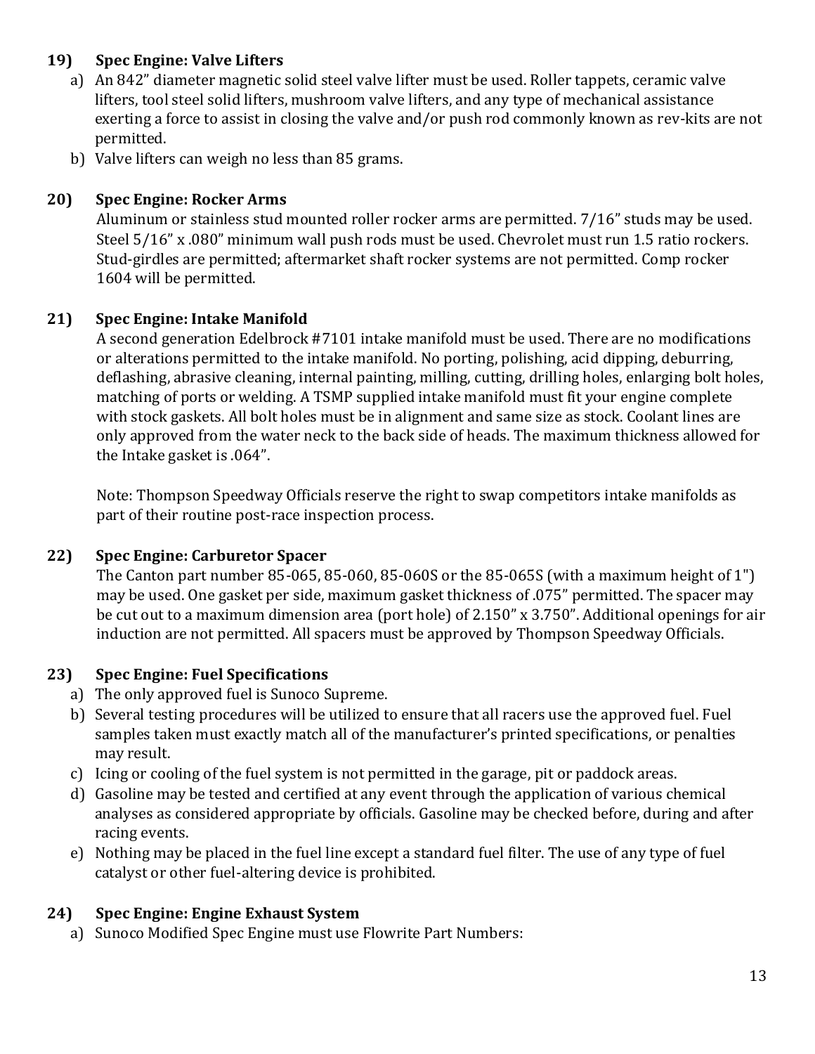**19) Spec Engine: Valve Lifters**

a) An 842" diameter magnetic solid steel valve lifter must be used. Roller tappets, ceramic valve lifters, tool steel solid lifters, mushroom valve lifters, and any type of mechanical assistance exerting a force to assist in closing the valve and/or push rod commonly known as rev-kits are not permitted.

b) Valve lifters can weigh no less than 85 grams.

**20) Spec Engine: Rocker Arms**

Aluminum or stainless stud mounted roller rocker arms are permitted. 7/16" studs may be used. Steel 5/16" x .080" minimum wall push rods must be used. Chevrolet must run 1.5 ratio rockers. Stud-girdles are permitted; aftermarket shaft rocker systems are not permitted. Comp rocker 1604 will be permitted.

**21) Spec Engine: Intake Manifold**

A second generation Edelbrock #7101 intake manifold must be used. There are no modifications or alterations permitted to the intake manifold. No porting, polishing, acid dipping, deburring, deflashing, abrasive cleaning, internal painting, milling, cutting, drilling holes, enlarging bolt holes, matching of ports or welding. A TSMP supplied intake manifold must fit your engine complete with stock gaskets. All bolt holes must be in alignment and same size as stock. Coolant lines are only approved from the water neck to the back side of heads. The maximum thickness allowed for the Intake gasket is .064".

Note: Thompson Speedway Officials reserve the right to swap competitors intake manifolds as part of their routine post-race inspection process.

**22) Spec Engine: Carburetor Spacer**

The Canton part number 85-065, 85-060, 85-060S or the 85-065S (with a maximum height of 1") may be used. One gasket per side, maximum gasket thickness of .075" permitted. The spacer may be cut out to a maximum dimension area (port hole) of 2.150" x 3.750". Additional openings for air induction are not permitted. All spacers must be approved by Thompson Speedway Officials.

**23) Spec Engine: Fuel Specifications**

a) The only approved fuel is Sunoco Supreme.

b) Several testing procedures will be utilized to ensure that all racers use the approved fuel. Fuel samples taken must exactly match all of the manufacturer's printed specifications, or penalties may result.

c) Icing or cooling of the fuel system is not permitted in the garage, pit or paddock areas.

d) Gasoline may be tested and certified at any event through the application of various chemical analyses as considered appropriate by officials. Gasoline may be checked before, during and after racing events.

e) Nothing may be placed in the fuel line except a standard fuel filter. The use of any type of fuel catalyst or other fuel-altering device is prohibited.

**24) Spec Engine: Engine Exhaust System**

a) Sunoco Modified Spec Engine must use Flowrite Part Numbers: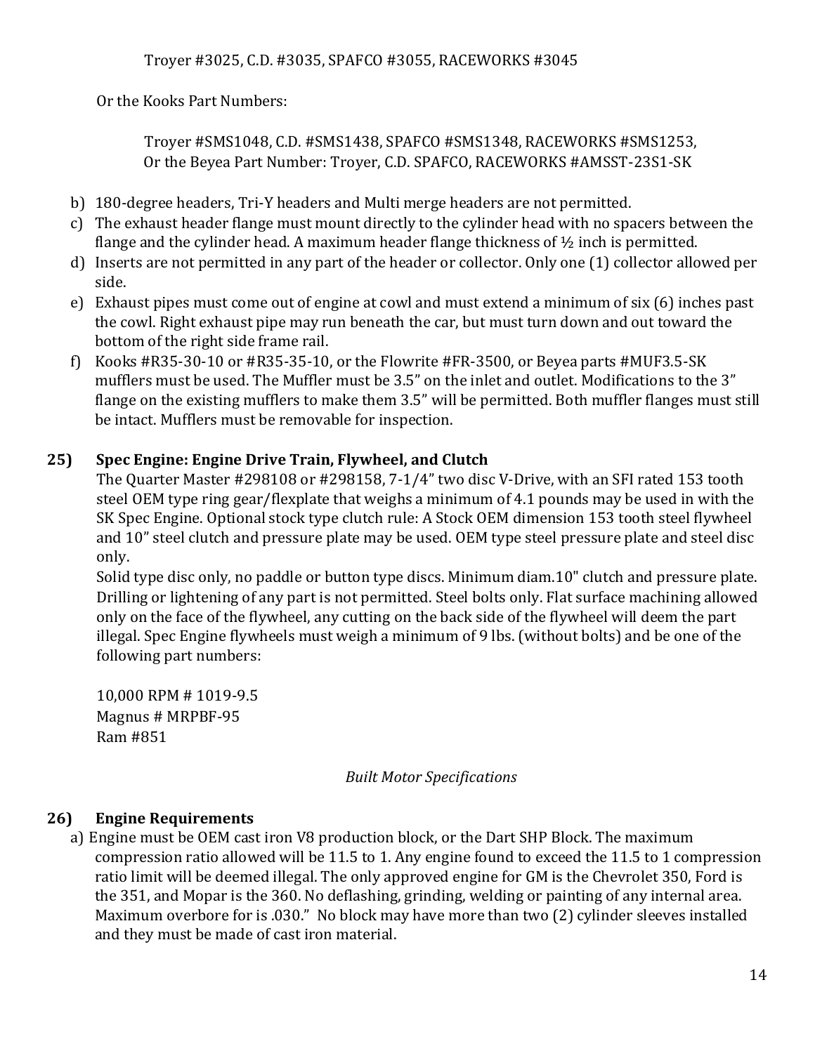Troyer #3025, C.D. #3035, SPAFCO #3055, RACEWORKS #3045

Or the Kooks Part Numbers:

Troyer #SMS1048, C.D. #SMS1438, SPAFCO #SMS1348, RACEWORKS #SMS1253,
Or the Beyea Part Number: Troyer, C.D. SPAFCO, RACEWORKS #AMSST-23S1-SK

b) 180-degree headers, Tri-Y headers and Multi merge headers are not permitted.
c) The exhaust header flange must mount directly to the cylinder head with no spacers between the flange and the cylinder head. A maximum header flange thickness of ½ inch is permitted.
d) Inserts are not permitted in any part of the header or collector. Only one (1) collector allowed per side.
e) Exhaust pipes must come out of engine at cowl and must extend a minimum of six (6) inches past the cowl. Right exhaust pipe may run beneath the car, but must turn down and out toward the bottom of the right side frame rail.
f) Kooks #R35-30-10 or #R35-35-10, or the Flowrite #FR-3500, or Beyea parts #MUF3.5-SK mufflers must be used. The Muffler must be 3.5" on the inlet and outlet. Modifications to the 3" flange on the existing mufflers to make them 3.5" will be permitted. Both muffler flanges must still be intact. Mufflers must be removable for inspection.

## 25) Spec Engine: Engine Drive Train, Flywheel, and Clutch

The Quarter Master #298108 or #298158, 7-1/4" two disc V-Drive, with an SFI rated 153 tooth steel OEM type ring gear/flexplate that weighs a minimum of 4.1 pounds may be used in with the SK Spec Engine. Optional stock type clutch rule: A Stock OEM dimension 153 tooth steel flywheel and 10" steel clutch and pressure plate may be used. OEM type steel pressure plate and steel disc only.

Solid type disc only, no paddle or button type discs. Minimum diam.10" clutch and pressure plate. Drilling or lightening of any part is not permitted. Steel bolts only. Flat surface machining allowed only on the face of the flywheel, any cutting on the back side of the flywheel will deem the part illegal. Spec Engine flywheels must weigh a minimum of 9 lbs. (without bolts) and be one of the following part numbers:

10,000 RPM # 1019-9.5
Magnus # MRPBF-95
Ram #851

*Built Motor Specifications*

## 26) Engine Requirements

a) Engine must be OEM cast iron V8 production block, or the Dart SHP Block. The maximum compression ratio allowed will be 11.5 to 1. Any engine found to exceed the 11.5 to 1 compression ratio limit will be deemed illegal. The only approved engine for GM is the Chevrolet 350, Ford is the 351, and Mopar is the 360. No deflashing, grinding, welding or painting of any internal area. Maximum overbore for is .030." No block may have more than two (2) cylinder sleeves installed and they must be made of cast iron material.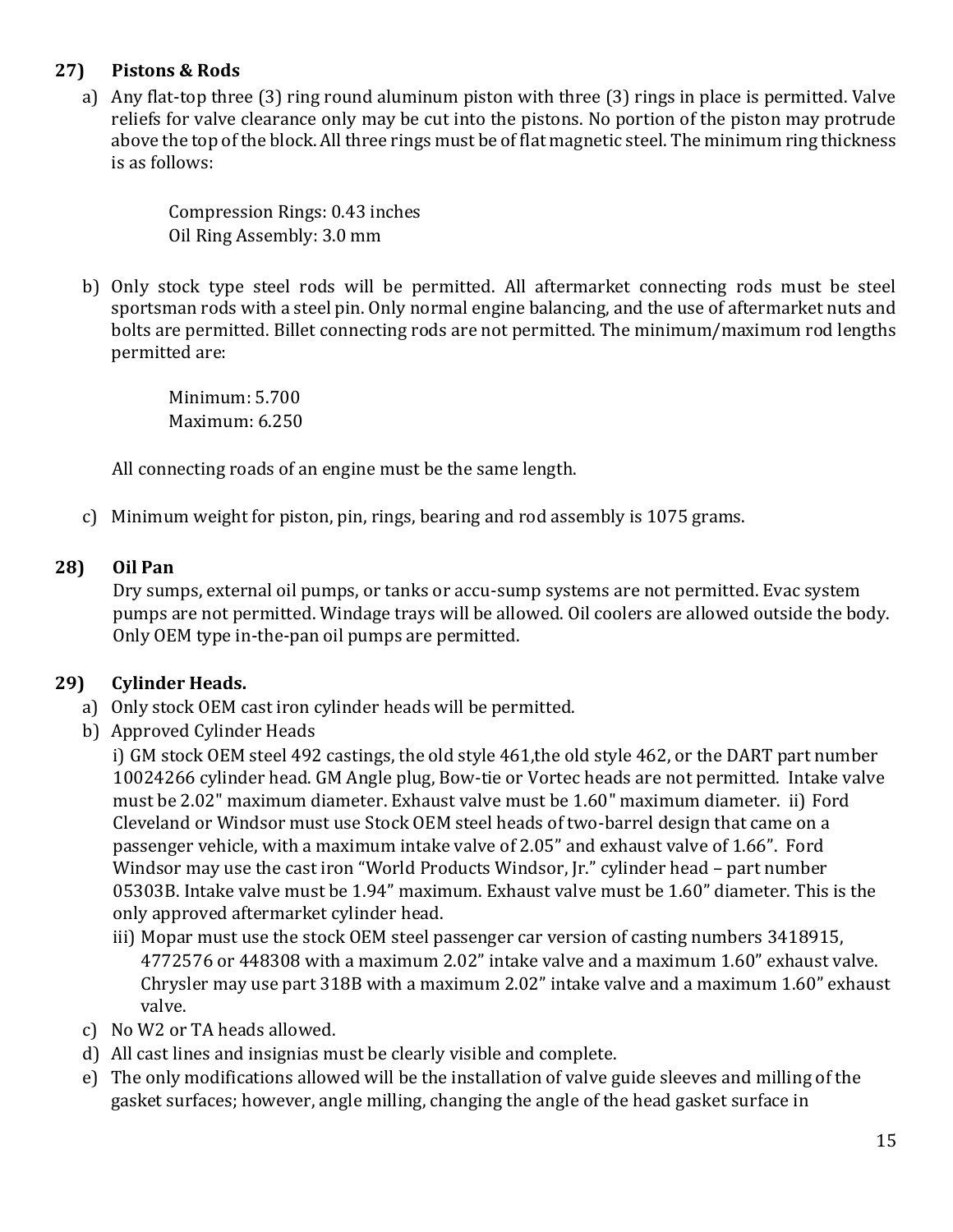## 27) Pistons & Rods

a) Any flat-top three (3) ring round aluminum piston with three (3) rings in place is permitted. Valve reliefs for valve clearance only may be cut into the pistons. No portion of the piston may protrude above the top of the block. All three rings must be of flat magnetic steel. The minimum ring thickness is as follows:

   Compression Rings: 0.43 inches
   Oil Ring Assembly: 3.0 mm

b) Only stock type steel rods will be permitted. All aftermarket connecting rods must be steel sportsman rods with a steel pin. Only normal engine balancing, and the use of aftermarket nuts and bolts are permitted. Billet connecting rods are not permitted. The minimum/maximum rod lengths permitted are:

   Minimum: 5.700
   Maximum: 6.250

   All connecting roads of an engine must be the same length.

c) Minimum weight for piston, pin, rings, bearing and rod assembly is 1075 grams.

## 28) Oil Pan

Dry sumps, external oil pumps, or tanks or accu-sump systems are not permitted. Evac system pumps are not permitted. Windage trays will be allowed. Oil coolers are allowed outside the body. Only OEM type in-the-pan oil pumps are permitted.

## 29) Cylinder Heads.

a) Only stock OEM cast iron cylinder heads will be permitted.
b) Approved Cylinder Heads
   i) GM stock OEM steel 492 castings, the old style 461,the old style 462, or the DART part number 10024266 cylinder head. GM Angle plug, Bow-tie or Vortec heads are not permitted. Intake valve must be 2.02" maximum diameter. Exhaust valve must be 1.60" maximum diameter. ii) Ford Cleveland or Windsor must use Stock OEM steel heads of two-barrel design that came on a passenger vehicle, with a maximum intake valve of 2.05" and exhaust valve of 1.66". Ford Windsor may use the cast iron "World Products Windsor, Jr." cylinder head – part number 05303B. Intake valve must be 1.94" maximum. Exhaust valve must be 1.60" diameter. This is the only approved aftermarket cylinder head.
   iii) Mopar must use the stock OEM steel passenger car version of casting numbers 3418915, 4772576 or 448308 with a maximum 2.02" intake valve and a maximum 1.60" exhaust valve. Chrysler may use part 318B with a maximum 2.02" intake valve and a maximum 1.60" exhaust valve.
c) No W2 or TA heads allowed.
d) All cast lines and insignias must be clearly visible and complete.
e) The only modifications allowed will be the installation of valve guide sleeves and milling of the gasket surfaces; however, angle milling, changing the angle of the head gasket surface in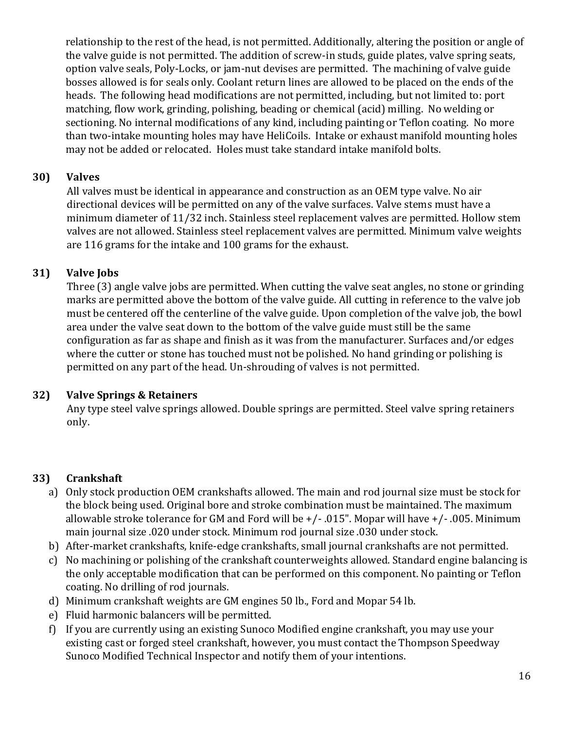relationship to the rest of the head, is not permitted. Additionally, altering the position or angle of the valve guide is not permitted. The addition of screw-in studs, guide plates, valve spring seats, option valve seals, Poly-Locks, or jam-nut devises are permitted. The machining of valve guide bosses allowed is for seals only. Coolant return lines are allowed to be placed on the ends of the heads. The following head modifications are not permitted, including, but not limited to: port matching, flow work, grinding, polishing, beading or chemical (acid) milling. No welding or sectioning. No internal modifications of any kind, including painting or Teflon coating. No more than two-intake mounting holes may have HeliCoils. Intake or exhaust manifold mounting holes may not be added or relocated. Holes must take standard intake manifold bolts.

### 30) Valves

All valves must be identical in appearance and construction as an OEM type valve. No air directional devices will be permitted on any of the valve surfaces. Valve stems must have a minimum diameter of 11/32 inch. Stainless steel replacement valves are permitted. Hollow stem valves are not allowed. Stainless steel replacement valves are permitted. Minimum valve weights are 116 grams for the intake and 100 grams for the exhaust.

### 31) Valve Jobs

Three (3) angle valve jobs are permitted. When cutting the valve seat angles, no stone or grinding marks are permitted above the bottom of the valve guide. All cutting in reference to the valve job must be centered off the centerline of the valve guide. Upon completion of the valve job, the bowl area under the valve seat down to the bottom of the valve guide must still be the same configuration as far as shape and finish as it was from the manufacturer. Surfaces and/or edges where the cutter or stone has touched must not be polished. No hand grinding or polishing is permitted on any part of the head. Un-shrouding of valves is not permitted.

### 32) Valve Springs & Retainers

Any type steel valve springs allowed. Double springs are permitted. Steel valve spring retainers only.

### 33) Crankshaft

a) Only stock production OEM crankshafts allowed. The main and rod journal size must be stock for the block being used. Original bore and stroke combination must be maintained. The maximum allowable stroke tolerance for GM and Ford will be +/- .015". Mopar will have +/- .005. Minimum main journal size .020 under stock. Minimum rod journal size .030 under stock.

b) After-market crankshafts, knife-edge crankshafts, small journal crankshafts are not permitted.

c) No machining or polishing of the crankshaft counterweights allowed. Standard engine balancing is the only acceptable modification that can be performed on this component. No painting or Teflon coating. No drilling of rod journals.

d) Minimum crankshaft weights are GM engines 50 lb., Ford and Mopar 54 lb.

e) Fluid harmonic balancers will be permitted.

f) If you are currently using an existing Sunoco Modified engine crankshaft, you may use your existing cast or forged steel crankshaft, however, you must contact the Thompson Speedway Sunoco Modified Technical Inspector and notify them of your intentions.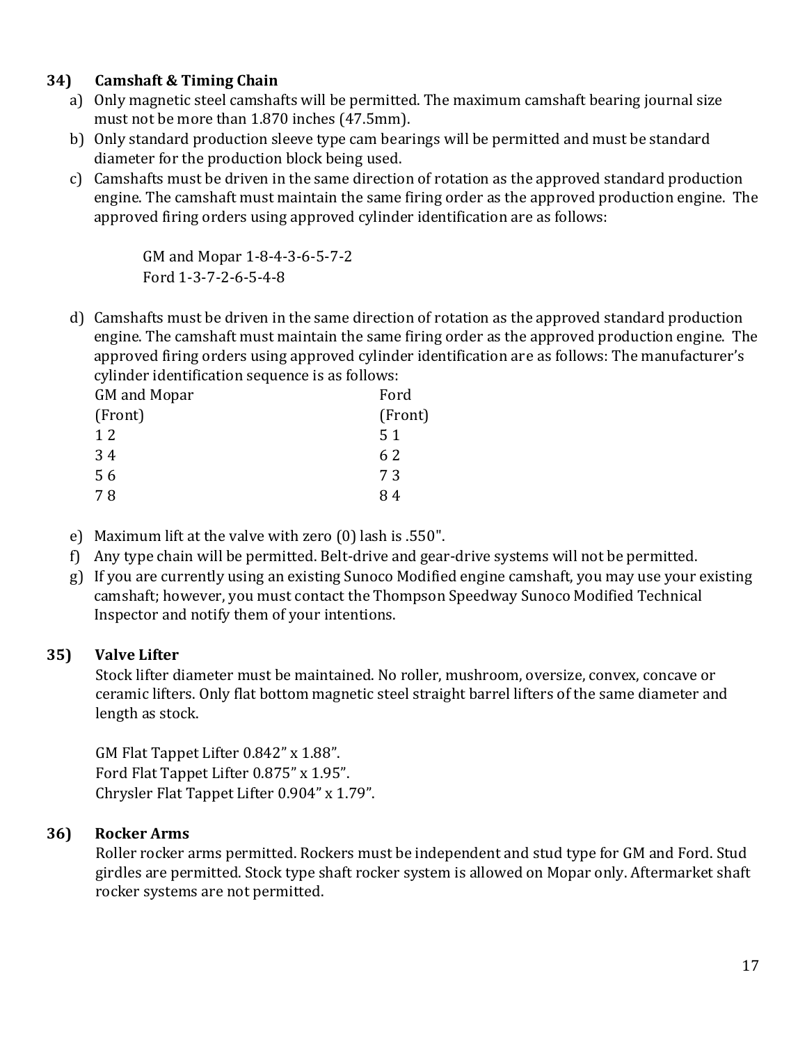### 34) Camshaft & Timing Chain

a) Only magnetic steel camshafts will be permitted. The maximum camshaft bearing journal size must not be more than 1.870 inches (47.5mm).

b) Only standard production sleeve type cam bearings will be permitted and must be standard diameter for the production block being used.

c) Camshafts must be driven in the same direction of rotation as the approved standard production engine. The camshaft must maintain the same firing order as the approved production engine. The approved firing orders using approved cylinder identification are as follows:

GM and Mopar 1-8-4-3-6-5-7-2
Ford 1-3-7-2-6-5-4-8

d) Camshafts must be driven in the same direction of rotation as the approved standard production engine. The camshaft must maintain the same firing order as the approved production engine. The approved firing orders using approved cylinder identification are as follows: The manufacturer's cylinder identification sequence is as follows:

| GM and Mopar | Ford |
|---|---|
| (Front) | (Front) |
| 1 2 | 5 1 |
| 3 4 | 6 2 |
| 5 6 | 7 3 |
| 7 8 | 8 4 |

e) Maximum lift at the valve with zero (0) lash is .550".

f) Any type chain will be permitted. Belt-drive and gear-drive systems will not be permitted.

g) If you are currently using an existing Sunoco Modified engine camshaft, you may use your existing camshaft; however, you must contact the Thompson Speedway Sunoco Modified Technical Inspector and notify them of your intentions.

### 35) Valve Lifter

Stock lifter diameter must be maintained. No roller, mushroom, oversize, convex, concave or ceramic lifters. Only flat bottom magnetic steel straight barrel lifters of the same diameter and length as stock.

GM Flat Tappet Lifter 0.842" x 1.88".
Ford Flat Tappet Lifter 0.875" x 1.95".
Chrysler Flat Tappet Lifter 0.904" x 1.79".

### 36) Rocker Arms

Roller rocker arms permitted. Rockers must be independent and stud type for GM and Ford. Stud girdles are permitted. Stock type shaft rocker system is allowed on Mopar only. Aftermarket shaft rocker systems are not permitted.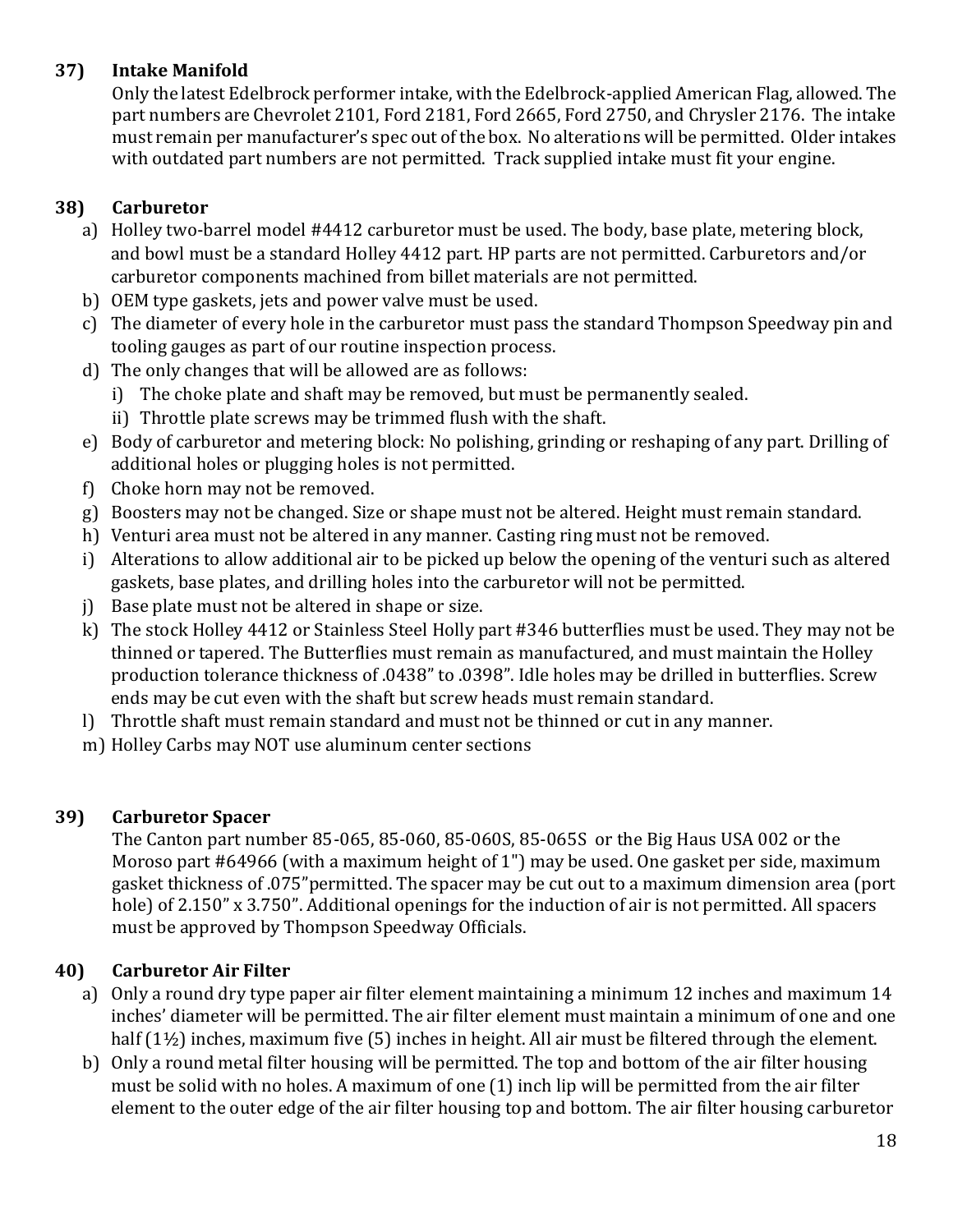**37) Intake Manifold**

Only the latest Edelbrock performer intake, with the Edelbrock-applied American Flag, allowed. The part numbers are Chevrolet 2101, Ford 2181, Ford 2665, Ford 2750, and Chrysler 2176. The intake must remain per manufacturer's spec out of the box. No alterations will be permitted. Older intakes with outdated part numbers are not permitted. Track supplied intake must fit your engine.

**38) Carburetor**

a) Holley two-barrel model #4412 carburetor must be used. The body, base plate, metering block, and bowl must be a standard Holley 4412 part. HP parts are not permitted. Carburetors and/or carburetor components machined from billet materials are not permitted.

b) OEM type gaskets, jets and power valve must be used.

c) The diameter of every hole in the carburetor must pass the standard Thompson Speedway pin and tooling gauges as part of our routine inspection process.

d) The only changes that will be allowed are as follows:

   i) The choke plate and shaft may be removed, but must be permanently sealed.

   ii) Throttle plate screws may be trimmed flush with the shaft.

e) Body of carburetor and metering block: No polishing, grinding or reshaping of any part. Drilling of additional holes or plugging holes is not permitted.

f) Choke horn may not be removed.

g) Boosters may not be changed. Size or shape must not be altered. Height must remain standard.

h) Venturi area must not be altered in any manner. Casting ring must not be removed.

i) Alterations to allow additional air to be picked up below the opening of the venturi such as altered gaskets, base plates, and drilling holes into the carburetor will not be permitted.

j) Base plate must not be altered in shape or size.

k) The stock Holley 4412 or Stainless Steel Holly part #346 butterflies must be used. They may not be thinned or tapered. The Butterflies must remain as manufactured, and must maintain the Holley production tolerance thickness of .0438" to .0398". Idle holes may be drilled in butterflies. Screw ends may be cut even with the shaft but screw heads must remain standard.

l) Throttle shaft must remain standard and must not be thinned or cut in any manner.

m) Holley Carbs may NOT use aluminum center sections

**39) Carburetor Spacer**

The Canton part number 85-065, 85-060, 85-060S, 85-065S or the Big Haus USA 002 or the Moroso part #64966 (with a maximum height of 1") may be used. One gasket per side, maximum gasket thickness of .075"permitted. The spacer may be cut out to a maximum dimension area (port hole) of 2.150" x 3.750". Additional openings for the induction of air is not permitted. All spacers must be approved by Thompson Speedway Officials.

**40) Carburetor Air Filter**

a) Only a round dry type paper air filter element maintaining a minimum 12 inches and maximum 14 inches' diameter will be permitted. The air filter element must maintain a minimum of one and one half (1½) inches, maximum five (5) inches in height. All air must be filtered through the element.

b) Only a round metal filter housing will be permitted. The top and bottom of the air filter housing must be solid with no holes. A maximum of one (1) inch lip will be permitted from the air filter element to the outer edge of the air filter housing top and bottom. The air filter housing carburetor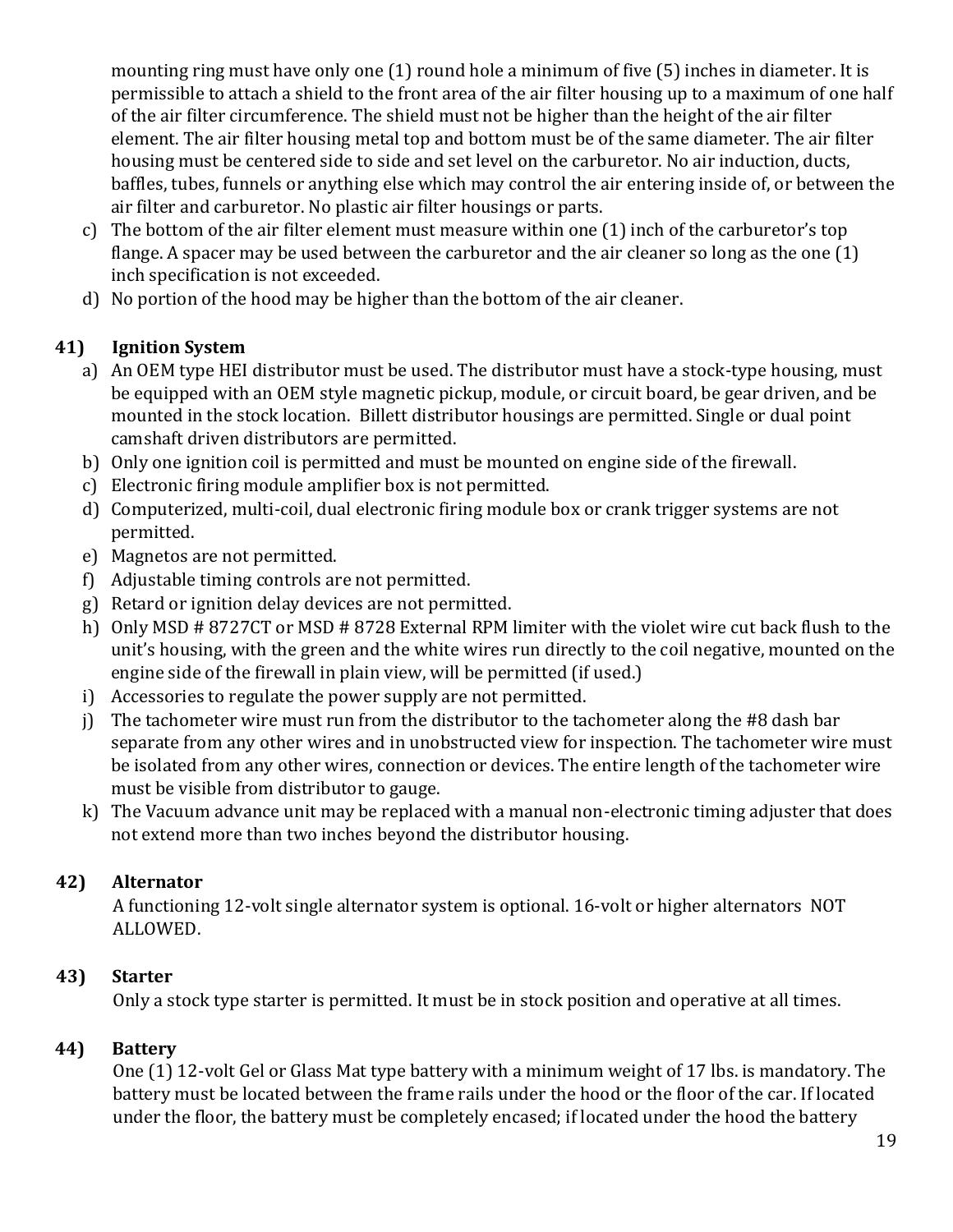mounting ring must have only one (1) round hole a minimum of five (5) inches in diameter. It is permissible to attach a shield to the front area of the air filter housing up to a maximum of one half of the air filter circumference. The shield must not be higher than the height of the air filter element. The air filter housing metal top and bottom must be of the same diameter. The air filter housing must be centered side to side and set level on the carburetor. No air induction, ducts, baffles, tubes, funnels or anything else which may control the air entering inside of, or between the air filter and carburetor. No plastic air filter housings or parts.

c) The bottom of the air filter element must measure within one (1) inch of the carburetor's top flange. A spacer may be used between the carburetor and the air cleaner so long as the one (1) inch specification is not exceeded.
d) No portion of the hood may be higher than the bottom of the air cleaner.

## 41) Ignition System

a) An OEM type HEI distributor must be used. The distributor must have a stock-type housing, must be equipped with an OEM style magnetic pickup, module, or circuit board, be gear driven, and be mounted in the stock location. Billett distributor housings are permitted. Single or dual point camshaft driven distributors are permitted.
b) Only one ignition coil is permitted and must be mounted on engine side of the firewall.
c) Electronic firing module amplifier box is not permitted.
d) Computerized, multi-coil, dual electronic firing module box or crank trigger systems are not permitted.
e) Magnetos are not permitted.
f) Adjustable timing controls are not permitted.
g) Retard or ignition delay devices are not permitted.
h) Only MSD # 8727CT or MSD # 8728 External RPM limiter with the violet wire cut back flush to the unit's housing, with the green and the white wires run directly to the coil negative, mounted on the engine side of the firewall in plain view, will be permitted (if used.)
i) Accessories to regulate the power supply are not permitted.
j) The tachometer wire must run from the distributor to the tachometer along the #8 dash bar separate from any other wires and in unobstructed view for inspection. The tachometer wire must be isolated from any other wires, connection or devices. The entire length of the tachometer wire must be visible from distributor to gauge.
k) The Vacuum advance unit may be replaced with a manual non-electronic timing adjuster that does not extend more than two inches beyond the distributor housing.

## 42) Alternator

A functioning 12-volt single alternator system is optional. 16-volt or higher alternators NOT ALLOWED.

## 43) Starter

Only a stock type starter is permitted. It must be in stock position and operative at all times.

## 44) Battery

One (1) 12-volt Gel or Glass Mat type battery with a minimum weight of 17 lbs. is mandatory. The battery must be located between the frame rails under the hood or the floor of the car. If located under the floor, the battery must be completely encased; if located under the hood the battery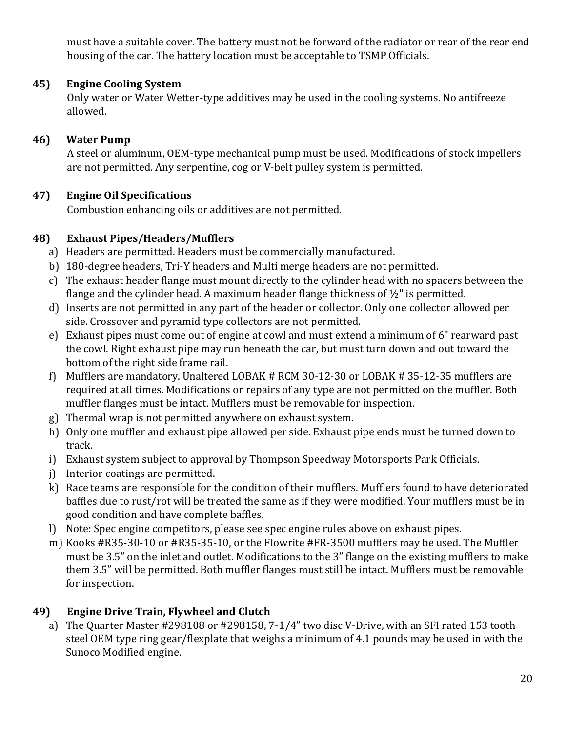must have a suitable cover. The battery must not be forward of the radiator or rear of the rear end housing of the car. The battery location must be acceptable to TSMP Officials.

**45) Engine Cooling System**

Only water or Water Wetter-type additives may be used in the cooling systems. No antifreeze allowed.

**46) Water Pump**

A steel or aluminum, OEM-type mechanical pump must be used. Modifications of stock impellers are not permitted. Any serpentine, cog or V-belt pulley system is permitted.

**47) Engine Oil Specifications**

Combustion enhancing oils or additives are not permitted.

**48) Exhaust Pipes/Headers/Mufflers**

a) Headers are permitted. Headers must be commercially manufactured.
b) 180-degree headers, Tri-Y headers and Multi merge headers are not permitted.
c) The exhaust header flange must mount directly to the cylinder head with no spacers between the flange and the cylinder head. A maximum header flange thickness of ½" is permitted.
d) Inserts are not permitted in any part of the header or collector. Only one collector allowed per side. Crossover and pyramid type collectors are not permitted.
e) Exhaust pipes must come out of engine at cowl and must extend a minimum of 6" rearward past the cowl. Right exhaust pipe may run beneath the car, but must turn down and out toward the bottom of the right side frame rail.
f) Mufflers are mandatory. Unaltered LOBAK # RCM 30-12-30 or LOBAK # 35-12-35 mufflers are required at all times. Modifications or repairs of any type are not permitted on the muffler. Both muffler flanges must be intact. Mufflers must be removable for inspection.
g) Thermal wrap is not permitted anywhere on exhaust system.
h) Only one muffler and exhaust pipe allowed per side. Exhaust pipe ends must be turned down to track.
i) Exhaust system subject to approval by Thompson Speedway Motorsports Park Officials.
j) Interior coatings are permitted.
k) Race teams are responsible for the condition of their mufflers. Mufflers found to have deteriorated baffles due to rust/rot will be treated the same as if they were modified. Your mufflers must be in good condition and have complete baffles.
l) Note: Spec engine competitors, please see spec engine rules above on exhaust pipes.
m) Kooks #R35-30-10 or #R35-35-10, or the Flowrite #FR-3500 mufflers may be used. The Muffler must be 3.5" on the inlet and outlet. Modifications to the 3" flange on the existing mufflers to make them 3.5" will be permitted. Both muffler flanges must still be intact. Mufflers must be removable for inspection.

**49) Engine Drive Train, Flywheel and Clutch**

a) The Quarter Master #298108 or #298158, 7-1/4" two disc V-Drive, with an SFI rated 153 tooth steel OEM type ring gear/flexplate that weighs a minimum of 4.1 pounds may be used in with the Sunoco Modified engine.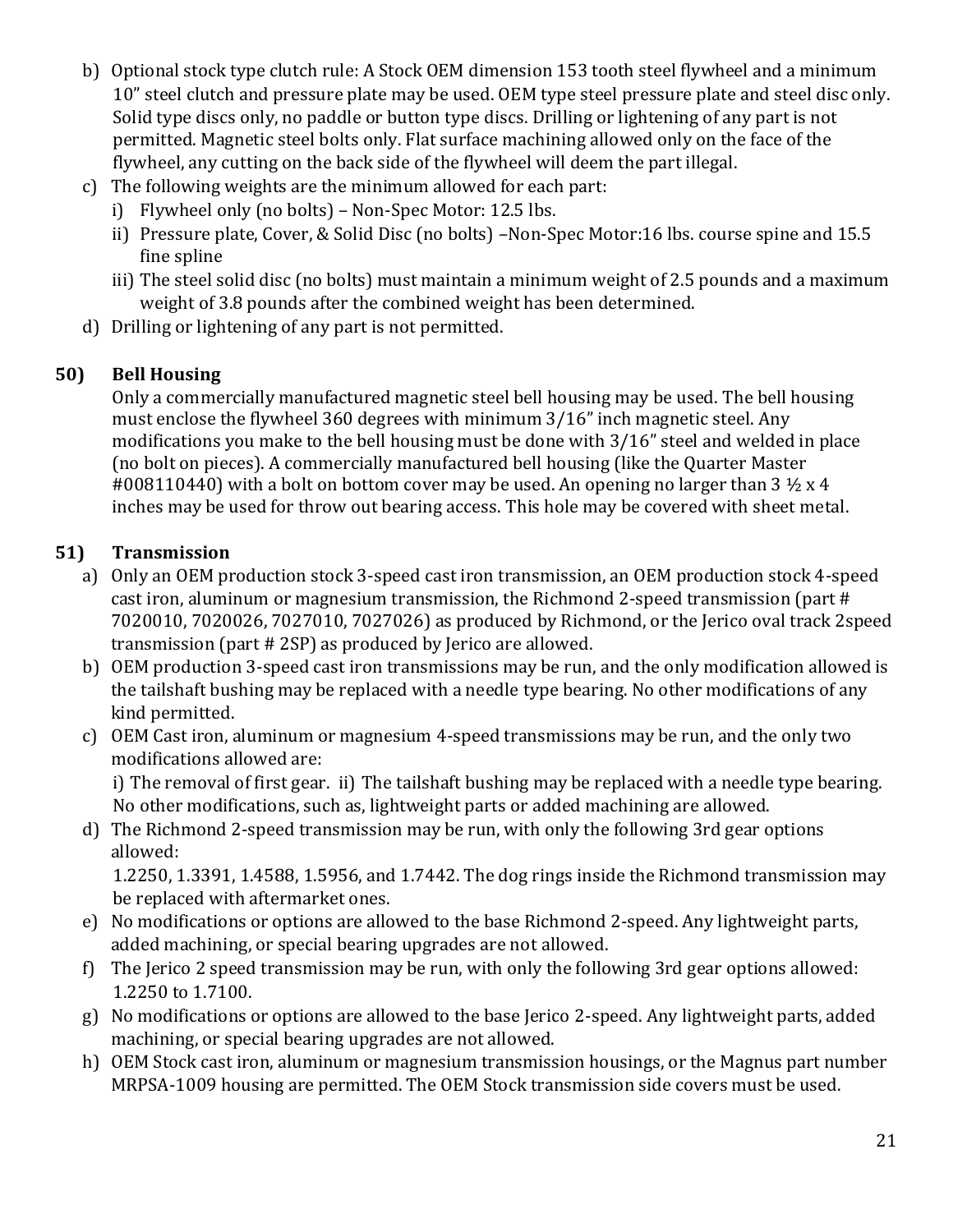b) Optional stock type clutch rule: A Stock OEM dimension 153 tooth steel flywheel and a minimum 10" steel clutch and pressure plate may be used. OEM type steel pressure plate and steel disc only. Solid type discs only, no paddle or button type discs. Drilling or lightening of any part is not permitted. Magnetic steel bolts only. Flat surface machining allowed only on the face of the flywheel, any cutting on the back side of the flywheel will deem the part illegal.

c) The following weights are the minimum allowed for each part:
   i) Flywheel only (no bolts) – Non-Spec Motor: 12.5 lbs.
   ii) Pressure plate, Cover, & Solid Disc (no bolts) –Non-Spec Motor:16 lbs. course spine and 15.5 fine spline
   iii) The steel solid disc (no bolts) must maintain a minimum weight of 2.5 pounds and a maximum weight of 3.8 pounds after the combined weight has been determined.

d) Drilling or lightening of any part is not permitted.

**50) Bell Housing**

Only a commercially manufactured magnetic steel bell housing may be used. The bell housing must enclose the flywheel 360 degrees with minimum 3/16" inch magnetic steel. Any modifications you make to the bell housing must be done with 3/16" steel and welded in place (no bolt on pieces). A commercially manufactured bell housing (like the Quarter Master #008110440) with a bolt on bottom cover may be used. An opening no larger than 3 ½ x 4 inches may be used for throw out bearing access. This hole may be covered with sheet metal.

**51) Transmission**

a) Only an OEM production stock 3-speed cast iron transmission, an OEM production stock 4-speed cast iron, aluminum or magnesium transmission, the Richmond 2-speed transmission (part # 7020010, 7020026, 7027010, 7027026) as produced by Richmond, or the Jerico oval track 2speed transmission (part # 2SP) as produced by Jerico are allowed.

b) OEM production 3-speed cast iron transmissions may be run, and the only modification allowed is the tailshaft bushing may be replaced with a needle type bearing. No other modifications of any kind permitted.

c) OEM Cast iron, aluminum or magnesium 4-speed transmissions may be run, and the only two modifications allowed are:
   i) The removal of first gear. ii) The tailshaft bushing may be replaced with a needle type bearing. No other modifications, such as, lightweight parts or added machining are allowed.

d) The Richmond 2-speed transmission may be run, with only the following 3rd gear options allowed:
   1.2250, 1.3391, 1.4588, 1.5956, and 1.7442. The dog rings inside the Richmond transmission may be replaced with aftermarket ones.

e) No modifications or options are allowed to the base Richmond 2-speed. Any lightweight parts, added machining, or special bearing upgrades are not allowed.

f) The Jerico 2 speed transmission may be run, with only the following 3rd gear options allowed: 1.2250 to 1.7100.

g) No modifications or options are allowed to the base Jerico 2-speed. Any lightweight parts, added machining, or special bearing upgrades are not allowed.

h) OEM Stock cast iron, aluminum or magnesium transmission housings, or the Magnus part number MRPSA-1009 housing are permitted. The OEM Stock transmission side covers must be used.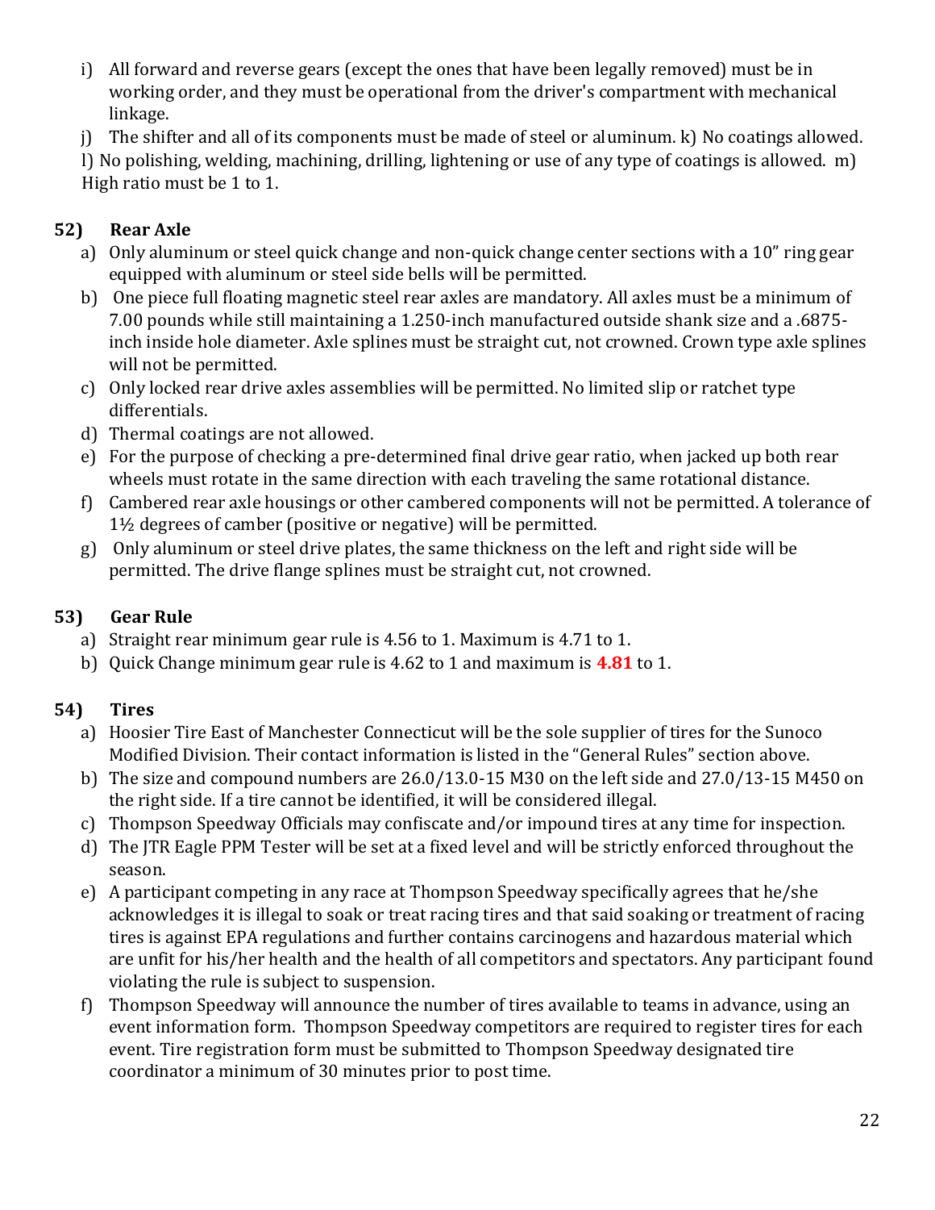i) All forward and reverse gears (except the ones that have been legally removed) must be in working order, and they must be operational from the driver's compartment with mechanical linkage.

j) The shifter and all of its components must be made of steel or aluminum. k) No coatings allowed.

l) No polishing, welding, machining, drilling, lightening or use of any type of coatings is allowed. m) High ratio must be 1 to 1.

### 52) Rear Axle

a) Only aluminum or steel quick change and non-quick change center sections with a 10" ring gear equipped with aluminum or steel side bells will be permitted.

b) One piece full floating magnetic steel rear axles are mandatory. All axles must be a minimum of 7.00 pounds while still maintaining a 1.250-inch manufactured outside shank size and a .6875-inch inside hole diameter. Axle splines must be straight cut, not crowned. Crown type axle splines will not be permitted.

c) Only locked rear drive axles assemblies will be permitted. No limited slip or ratchet type differentials.

d) Thermal coatings are not allowed.

e) For the purpose of checking a pre-determined final drive gear ratio, when jacked up both rear wheels must rotate in the same direction with each traveling the same rotational distance.

f) Cambered rear axle housings or other cambered components will not be permitted. A tolerance of 1½ degrees of camber (positive or negative) will be permitted.

g) Only aluminum or steel drive plates, the same thickness on the left and right side will be permitted. The drive flange splines must be straight cut, not crowned.

### 53) Gear Rule

a) Straight rear minimum gear rule is 4.56 to 1. Maximum is 4.71 to 1.

b) Quick Change minimum gear rule is 4.62 to 1 and maximum is **4.81** to 1.

### 54) Tires

a) Hoosier Tire East of Manchester Connecticut will be the sole supplier of tires for the Sunoco Modified Division. Their contact information is listed in the "General Rules" section above.

b) The size and compound numbers are 26.0/13.0-15 M30 on the left side and 27.0/13-15 M450 on the right side. If a tire cannot be identified, it will be considered illegal.

c) Thompson Speedway Officials may confiscate and/or impound tires at any time for inspection.

d) The JTR Eagle PPM Tester will be set at a fixed level and will be strictly enforced throughout the season.

e) A participant competing in any race at Thompson Speedway specifically agrees that he/she acknowledges it is illegal to soak or treat racing tires and that said soaking or treatment of racing tires is against EPA regulations and further contains carcinogens and hazardous material which are unfit for his/her health and the health of all competitors and spectators. Any participant found violating the rule is subject to suspension.

f) Thompson Speedway will announce the number of tires available to teams in advance, using an event information form. Thompson Speedway competitors are required to register tires for each event. Tire registration form must be submitted to Thompson Speedway designated tire coordinator a minimum of 30 minutes prior to post time.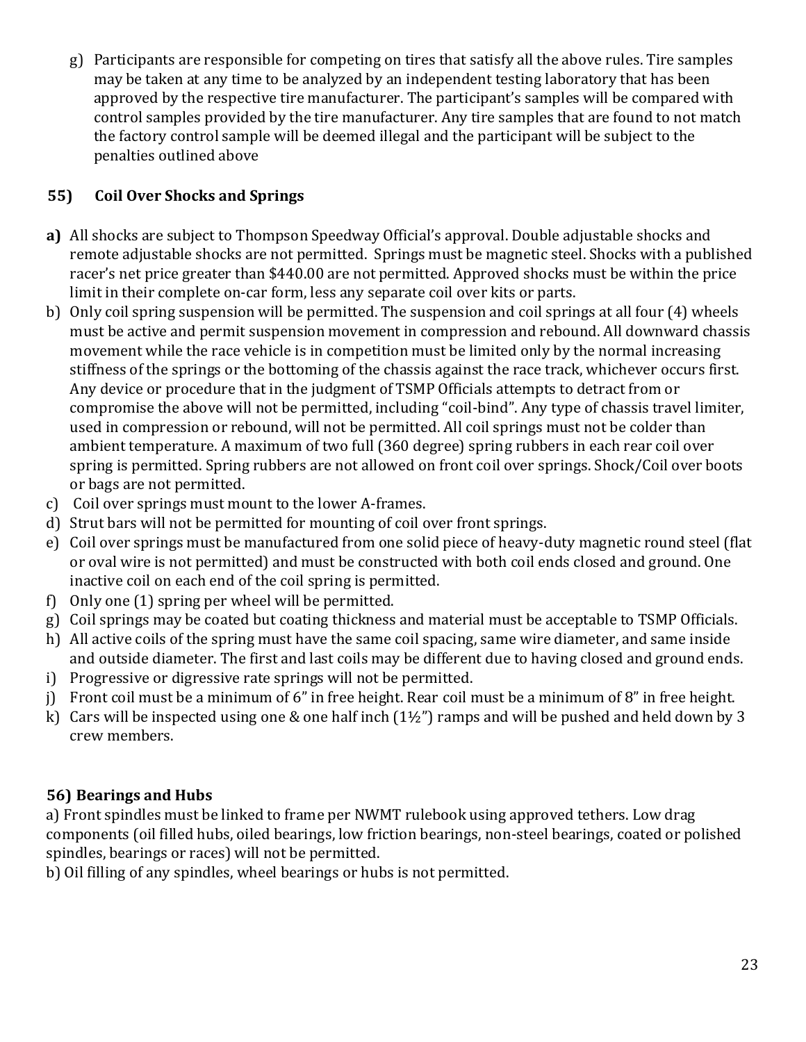g) Participants are responsible for competing on tires that satisfy all the above rules. Tire samples may be taken at any time to be analyzed by an independent testing laboratory that has been approved by the respective tire manufacturer. The participant's samples will be compared with control samples provided by the tire manufacturer. Any tire samples that are found to not match the factory control sample will be deemed illegal and the participant will be subject to the penalties outlined above

### 55) Coil Over Shocks and Springs

**a)** All shocks are subject to Thompson Speedway Official's approval. Double adjustable shocks and remote adjustable shocks are not permitted. Springs must be magnetic steel. Shocks with a published racer's net price greater than $440.00 are not permitted. Approved shocks must be within the price limit in their complete on-car form, less any separate coil over kits or parts.

b) Only coil spring suspension will be permitted. The suspension and coil springs at all four (4) wheels must be active and permit suspension movement in compression and rebound. All downward chassis movement while the race vehicle is in competition must be limited only by the normal increasing stiffness of the springs or the bottoming of the chassis against the race track, whichever occurs first. Any device or procedure that in the judgment of TSMP Officials attempts to detract from or compromise the above will not be permitted, including "coil-bind". Any type of chassis travel limiter, used in compression or rebound, will not be permitted. All coil springs must not be colder than ambient temperature. A maximum of two full (360 degree) spring rubbers in each rear coil over spring is permitted. Spring rubbers are not allowed on front coil over springs. Shock/Coil over boots or bags are not permitted.

c) Coil over springs must mount to the lower A-frames.

d) Strut bars will not be permitted for mounting of coil over front springs.

e) Coil over springs must be manufactured from one solid piece of heavy-duty magnetic round steel (flat or oval wire is not permitted) and must be constructed with both coil ends closed and ground. One inactive coil on each end of the coil spring is permitted.

f) Only one (1) spring per wheel will be permitted.

g) Coil springs may be coated but coating thickness and material must be acceptable to TSMP Officials.

h) All active coils of the spring must have the same coil spacing, same wire diameter, and same inside and outside diameter. The first and last coils may be different due to having closed and ground ends.

i) Progressive or digressive rate springs will not be permitted.

j) Front coil must be a minimum of 6" in free height. Rear coil must be a minimum of 8" in free height.

k) Cars will be inspected using one & one half inch (1½") ramps and will be pushed and held down by 3 crew members.

### 56) Bearings and Hubs

a) Front spindles must be linked to frame per NWMT rulebook using approved tethers. Low drag components (oil filled hubs, oiled bearings, low friction bearings, non-steel bearings, coated or polished spindles, bearings or races) will not be permitted.

b) Oil filling of any spindles, wheel bearings or hubs is not permitted.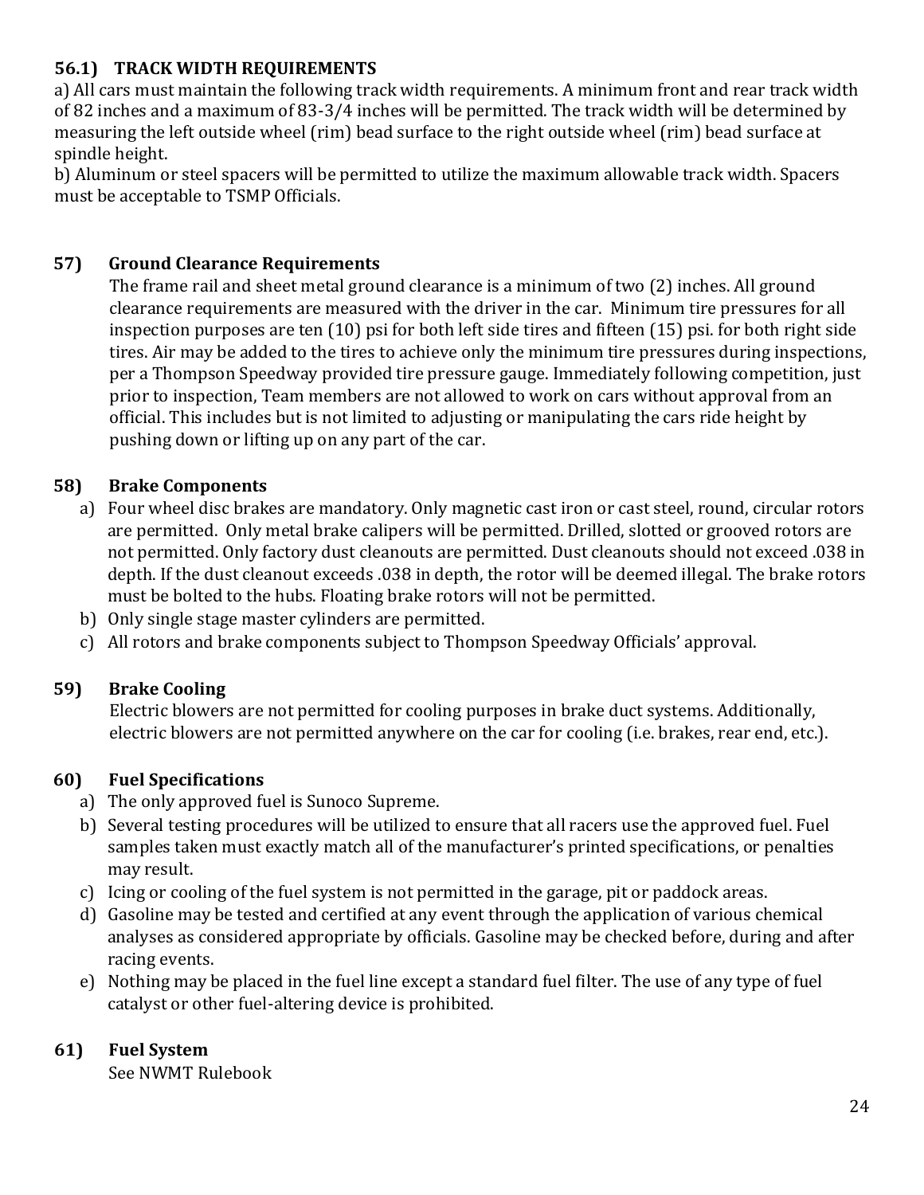### 56.1) TRACK WIDTH REQUIREMENTS

a) All cars must maintain the following track width requirements. A minimum front and rear track width of 82 inches and a maximum of 83-3/4 inches will be permitted. The track width will be determined by measuring the left outside wheel (rim) bead surface to the right outside wheel (rim) bead surface at spindle height.

b) Aluminum or steel spacers will be permitted to utilize the maximum allowable track width. Spacers must be acceptable to TSMP Officials.

### 57) Ground Clearance Requirements

The frame rail and sheet metal ground clearance is a minimum of two (2) inches. All ground clearance requirements are measured with the driver in the car. Minimum tire pressures for all inspection purposes are ten (10) psi for both left side tires and fifteen (15) psi. for both right side tires. Air may be added to the tires to achieve only the minimum tire pressures during inspections, per a Thompson Speedway provided tire pressure gauge. Immediately following competition, just prior to inspection, Team members are not allowed to work on cars without approval from an official. This includes but is not limited to adjusting or manipulating the cars ride height by pushing down or lifting up on any part of the car.

### 58) Brake Components

a) Four wheel disc brakes are mandatory. Only magnetic cast iron or cast steel, round, circular rotors are permitted. Only metal brake calipers will be permitted. Drilled, slotted or grooved rotors are not permitted. Only factory dust cleanouts are permitted. Dust cleanouts should not exceed .038 in depth. If the dust cleanout exceeds .038 in depth, the rotor will be deemed illegal. The brake rotors must be bolted to the hubs. Floating brake rotors will not be permitted.

b) Only single stage master cylinders are permitted.

c) All rotors and brake components subject to Thompson Speedway Officials' approval.

### 59) Brake Cooling

Electric blowers are not permitted for cooling purposes in brake duct systems. Additionally, electric blowers are not permitted anywhere on the car for cooling (i.e. brakes, rear end, etc.).

### 60) Fuel Specifications

a) The only approved fuel is Sunoco Supreme.

b) Several testing procedures will be utilized to ensure that all racers use the approved fuel. Fuel samples taken must exactly match all of the manufacturer's printed specifications, or penalties may result.

c) Icing or cooling of the fuel system is not permitted in the garage, pit or paddock areas.

d) Gasoline may be tested and certified at any event through the application of various chemical analyses as considered appropriate by officials. Gasoline may be checked before, during and after racing events.

e) Nothing may be placed in the fuel line except a standard fuel filter. The use of any type of fuel catalyst or other fuel-altering device is prohibited.

### 61) Fuel System

See NWMT Rulebook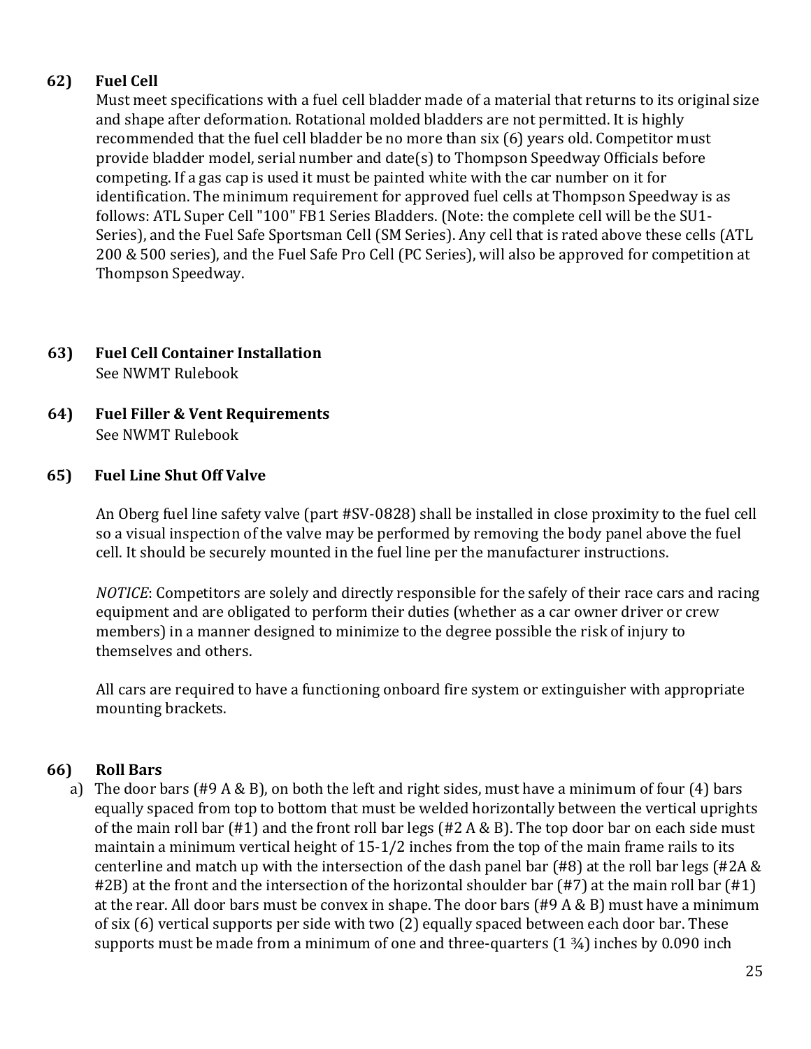### 62) Fuel Cell

Must meet specifications with a fuel cell bladder made of a material that returns to its original size and shape after deformation. Rotational molded bladders are not permitted. It is highly recommended that the fuel cell bladder be no more than six (6) years old. Competitor must provide bladder model, serial number and date(s) to Thompson Speedway Officials before competing. If a gas cap is used it must be painted white with the car number on it for identification. The minimum requirement for approved fuel cells at Thompson Speedway is as follows: ATL Super Cell "100" FB1 Series Bladders. (Note: the complete cell will be the SU1-Series), and the Fuel Safe Sportsman Cell (SM Series). Any cell that is rated above these cells (ATL 200 & 500 series), and the Fuel Safe Pro Cell (PC Series), will also be approved for competition at Thompson Speedway.

### 63) Fuel Cell Container Installation

See NWMT Rulebook

### 64) Fuel Filler & Vent Requirements

See NWMT Rulebook

### 65) Fuel Line Shut Off Valve

An Oberg fuel line safety valve (part #SV-0828) shall be installed in close proximity to the fuel cell so a visual inspection of the valve may be performed by removing the body panel above the fuel cell. It should be securely mounted in the fuel line per the manufacturer instructions.

*NOTICE*: Competitors are solely and directly responsible for the safely of their race cars and racing equipment and are obligated to perform their duties (whether as a car owner driver or crew members) in a manner designed to minimize to the degree possible the risk of injury to themselves and others.

All cars are required to have a functioning onboard fire system or extinguisher with appropriate mounting brackets.

### 66) Roll Bars

a) The door bars (#9 A & B), on both the left and right sides, must have a minimum of four (4) bars equally spaced from top to bottom that must be welded horizontally between the vertical uprights of the main roll bar (#1) and the front roll bar legs (#2 A & B). The top door bar on each side must maintain a minimum vertical height of 15-1/2 inches from the top of the main frame rails to its centerline and match up with the intersection of the dash panel bar (#8) at the roll bar legs (#2A & #2B) at the front and the intersection of the horizontal shoulder bar (#7) at the main roll bar (#1) at the rear. All door bars must be convex in shape. The door bars (#9 A & B) must have a minimum of six (6) vertical supports per side with two (2) equally spaced between each door bar. These supports must be made from a minimum of one and three-quarters (1 ¾) inches by 0.090 inch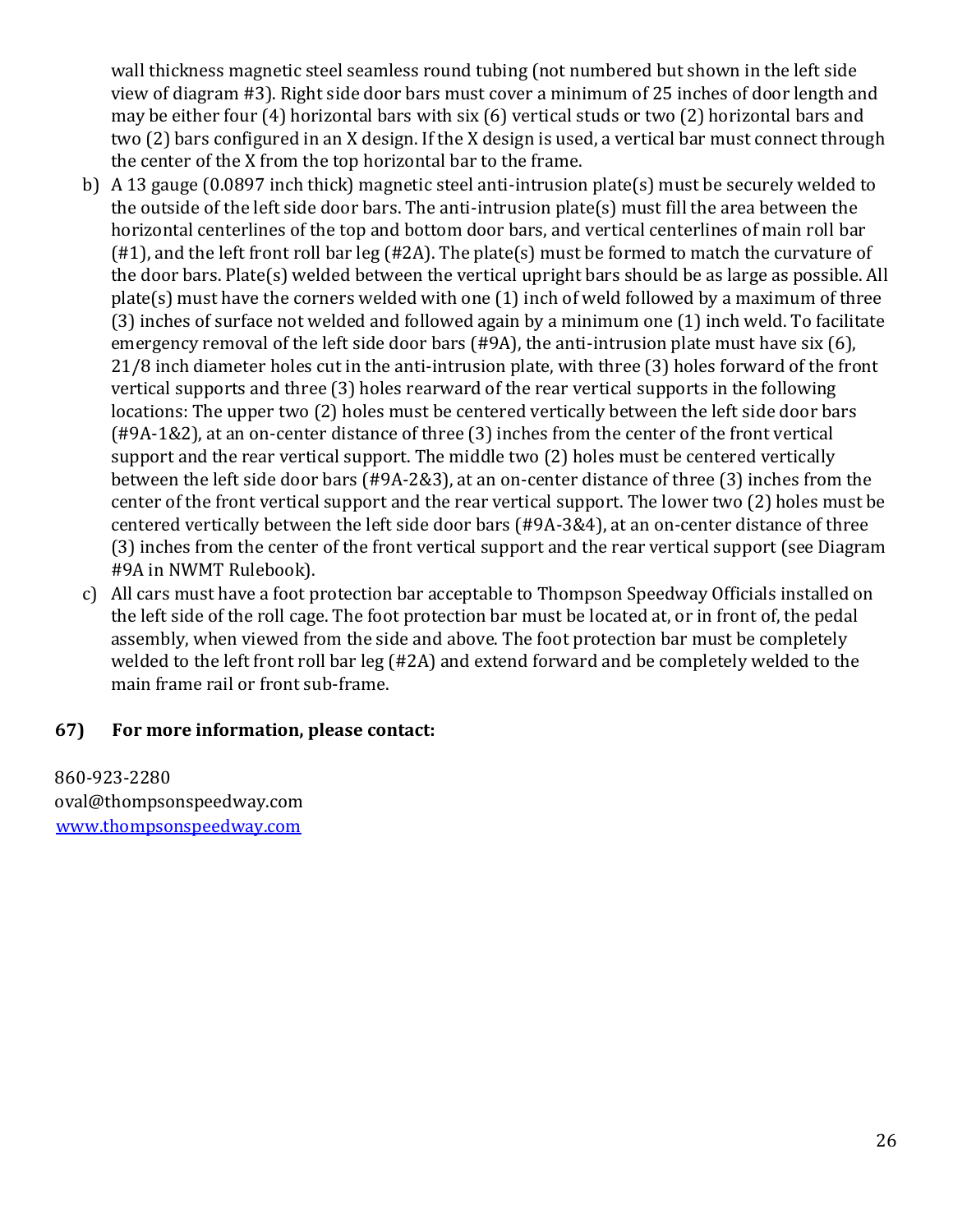wall thickness magnetic steel seamless round tubing (not numbered but shown in the left side view of diagram #3). Right side door bars must cover a minimum of 25 inches of door length and may be either four (4) horizontal bars with six (6) vertical studs or two (2) horizontal bars and two (2) bars configured in an X design. If the X design is used, a vertical bar must connect through the center of the X from the top horizontal bar to the frame.

b) A 13 gauge (0.0897 inch thick) magnetic steel anti-intrusion plate(s) must be securely welded to the outside of the left side door bars. The anti-intrusion plate(s) must fill the area between the horizontal centerlines of the top and bottom door bars, and vertical centerlines of main roll bar (#1), and the left front roll bar leg (#2A). The plate(s) must be formed to match the curvature of the door bars. Plate(s) welded between the vertical upright bars should be as large as possible. All plate(s) must have the corners welded with one (1) inch of weld followed by a maximum of three (3) inches of surface not welded and followed again by a minimum one (1) inch weld. To facilitate emergency removal of the left side door bars (#9A), the anti-intrusion plate must have six (6), 21/8 inch diameter holes cut in the anti-intrusion plate, with three (3) holes forward of the front vertical supports and three (3) holes rearward of the rear vertical supports in the following locations: The upper two (2) holes must be centered vertically between the left side door bars (#9A-1&2), at an on-center distance of three (3) inches from the center of the front vertical support and the rear vertical support. The middle two (2) holes must be centered vertically between the left side door bars (#9A-2&3), at an on-center distance of three (3) inches from the center of the front vertical support and the rear vertical support. The lower two (2) holes must be centered vertically between the left side door bars (#9A-3&4), at an on-center distance of three (3) inches from the center of the front vertical support and the rear vertical support (see Diagram #9A in NWMT Rulebook).

c) All cars must have a foot protection bar acceptable to Thompson Speedway Officials installed on the left side of the roll cage. The foot protection bar must be located at, or in front of, the pedal assembly, when viewed from the side and above. The foot protection bar must be completely welded to the left front roll bar leg (#2A) and extend forward and be completely welded to the main frame rail or front sub-frame.

**67) For more information, please contact:**

860-923-2280
oval@thompsonspeedway.com
[www.thompsonspeedway.com](http://www.thompsonspeedway.com)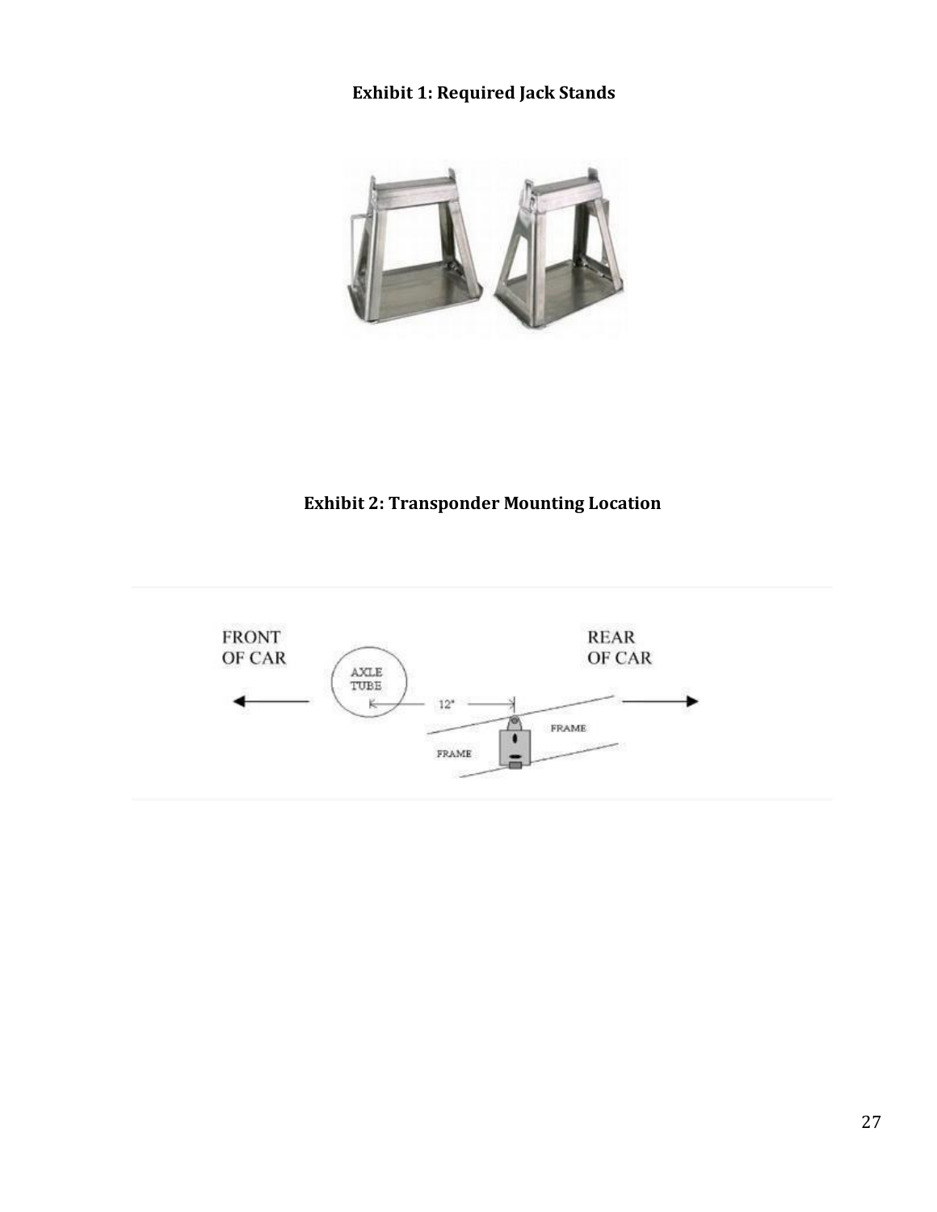**Exhibit 1: Required Jack Stands**

**Exhibit 2: Transponder Mounting Location**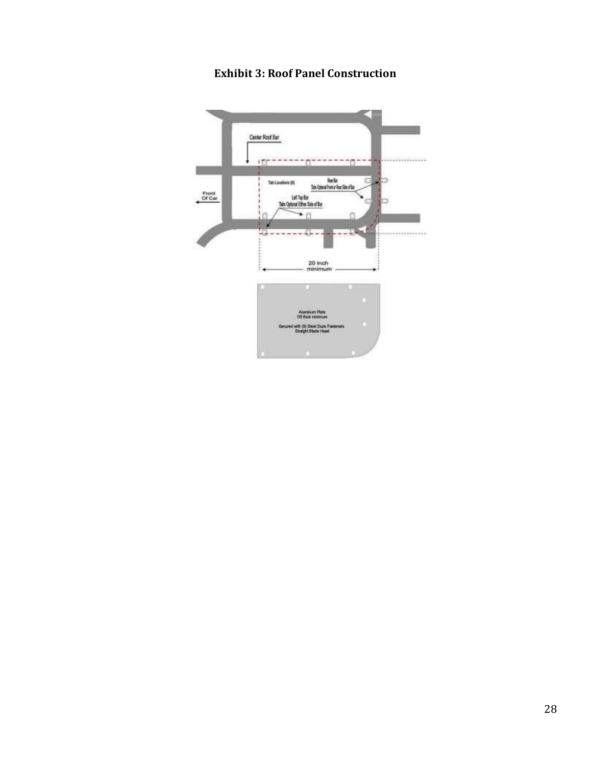**Exhibit 3: Roof Panel Construction**

Center Roof Bar

Tab Locations (8)

Roof Bar
Tabs Optional Front or Rear Side of Bar

Left Top Bar
Tabs Optional Either Side of Bar

Front
Of Car

20 inch
minimum

Aluminum Plate
1/8 thick minimum

Secured with (8) Steel Dzus Fasteners
Straight Blade Head